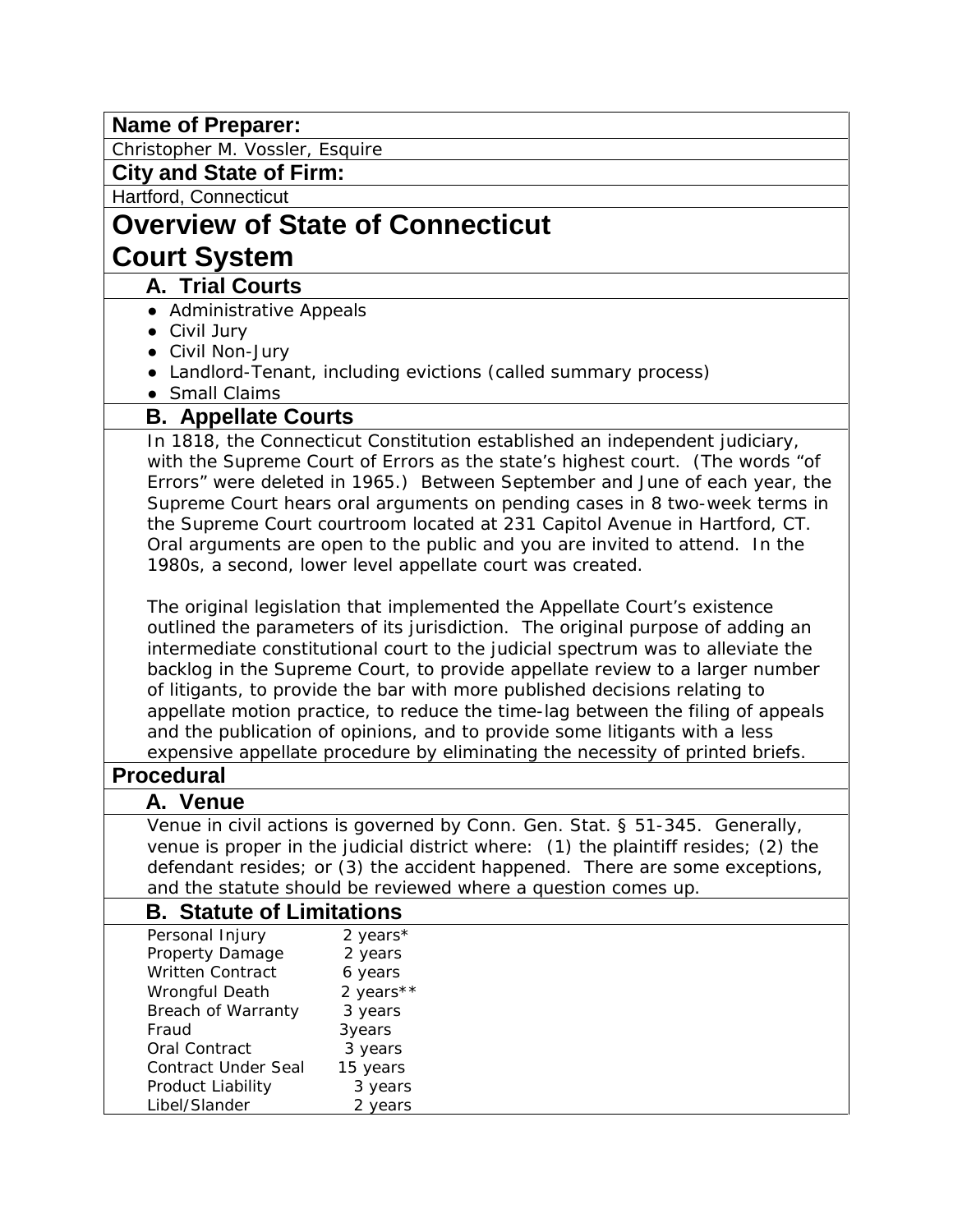**Name of Preparer:**

Christopher M. Vossler, Esquire

**City and State of Firm:**

Hartford, Connecticut

# Overview of State of Connecticut Court System

## A. Trial Courts

- Administrative Appeals
- Civil Jury
- Civil Non-Jury
- Landlord-Tenant, including evictions (called summary process)
- Small Claims

## B. Appellate Courts

In 1818, the Connecticut Constitution established an independent judiciary, with the Supreme Court of Errors as the state's highest court. (The words "of Errors" were deleted in 1965.) Between September and June of each year, the Supreme Court hears oral arguments on pending cases in 8 two-week terms in the Supreme Court courtroom located at 231 Capitol Avenue in Hartford, CT. Oral arguments are open to the public and you are invited to attend. In the 1980s, a second, lower level appellate court was created.

The original legislation that implemented the Appellate Court's existence outlined the parameters of its jurisdiction. The original purpose of adding an intermediate constitutional court to the judicial spectrum was to alleviate the backlog in the Supreme Court, to provide appellate review to a larger number of litigants, to provide the bar with more published decisions relating to appellate motion practice, to reduce the time-lag between the filing of appeals and the publication of opinions, and to provide some litigants with a less expensive appellate procedure by eliminating the necessity of printed briefs.

# Procedural

## A. Venue

Venue in civil actions is governed by Conn. Gen. Stat. § 51-345. Generally, venue is proper in the judicial district where: (1) the plaintiff resides; (2) the defendant resides; or (3) the accident happened. There are some exceptions, and the statute should be reviewed where a question comes up.

## B. Statute of Limitations

| | |
|---|---|
| Personal Injury | 2 years* |
| Property Damage | 2 years |
| Written Contract | 6 years |
| Wrongful Death | 2 years** |
| Breach of Warranty | 3 years |
| Fraud | 3years |
| Oral Contract | 3 years |
| Contract Under Seal | 15 years |
| Product Liability | 3 years |
| Libel/Slander | 2 years |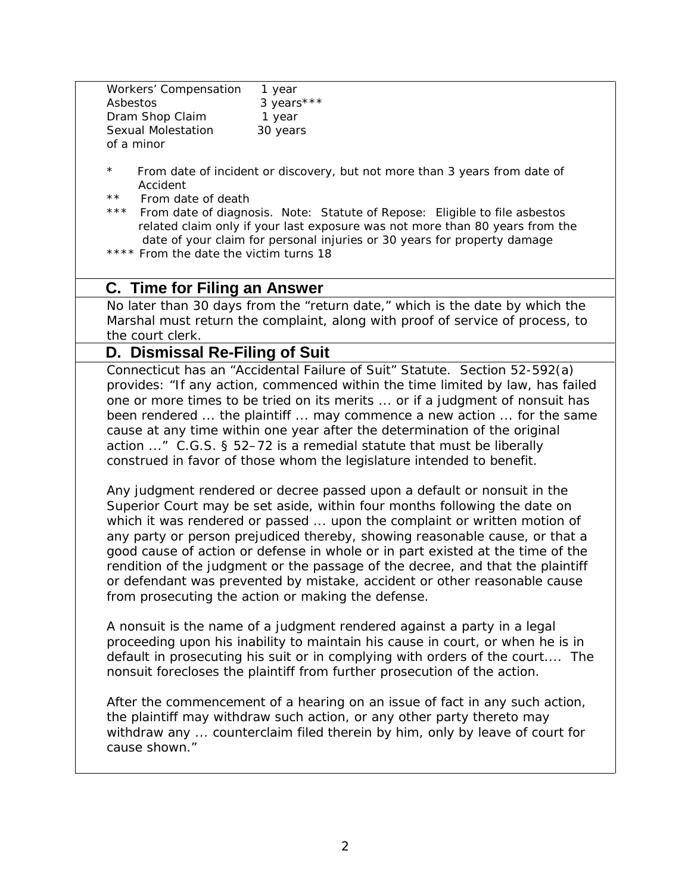| | |
|---|---|
| Workers' Compensation | 1 year |
| Asbestos | 3 years*** |
| Dram Shop Claim | 1 year |
| Sexual Molestation of a minor | 30 years |

\* From date of incident or discovery, but not more than 3 years from date of Accident

\** From date of death

\*** From date of diagnosis. Note: Statute of Repose: Eligible to file asbestos related claim only if your last exposure was not more than 80 years from the date of your claim for personal injuries or 30 years for property damage

\**** From the date the victim turns 18

## C. Time for Filing an Answer

No later than 30 days from the "return date," which is the date by which the Marshal must return the complaint, along with proof of service of process, to the court clerk.

## D. Dismissal Re-Filing of Suit

Connecticut has an "Accidental Failure of Suit" Statute. Section 52-592(a) provides: "If any action, commenced within the time limited by law, has failed one or more times to be tried on its merits ... or if a judgment of nonsuit has been rendered ... the plaintiff ... may commence a new action ... for the same cause at any time within one year after the determination of the original action ..." C.G.S. § 52–72 is a remedial statute that must be liberally construed in favor of those whom the legislature intended to benefit.

Any judgment rendered or decree passed upon a default or nonsuit in the Superior Court may be set aside, within four months following the date on which it was rendered or passed ... upon the complaint or written motion of any party or person prejudiced thereby, showing reasonable cause, or that a good cause of action or defense in whole or in part existed at the time of the rendition of the judgment or the passage of the decree, and that the plaintiff or defendant was prevented by mistake, accident or other reasonable cause from prosecuting the action or making the defense.

A nonsuit is the name of a judgment rendered against a party in a legal proceeding upon his inability to maintain his cause in court, or when he is in default in prosecuting his suit or in complying with orders of the court.... The nonsuit forecloses the plaintiff from further prosecution of the action.

After the commencement of a hearing on an issue of fact in any such action, the plaintiff may withdraw such action, or any other party thereto may withdraw any ... counterclaim filed therein by him, only by leave of court for cause shown."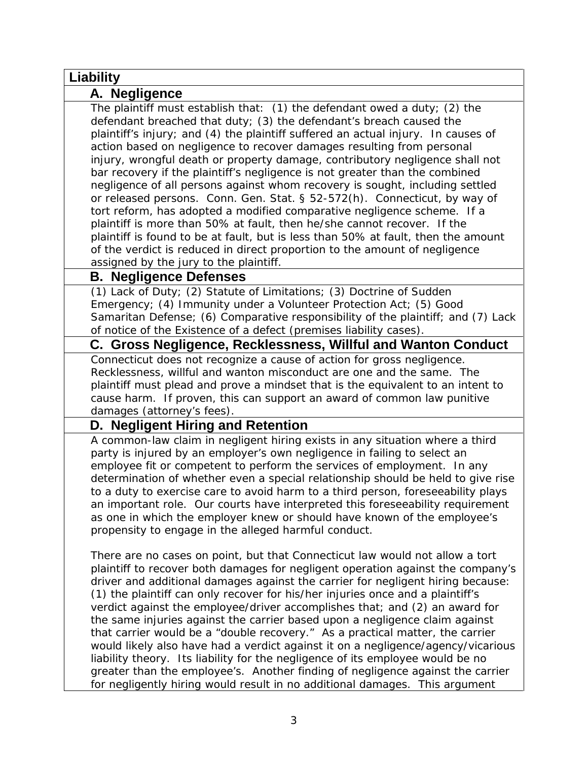## Liability

### A. Negligence

The plaintiff must establish that: (1) the defendant owed a duty; (2) the defendant breached that duty; (3) the defendant's breach caused the plaintiff's injury; and (4) the plaintiff suffered an actual injury. In causes of action based on negligence to recover damages resulting from personal injury, wrongful death or property damage, contributory negligence shall not bar recovery if the plaintiff's negligence is not greater than the combined negligence of all persons against whom recovery is sought, including settled or released persons. Conn. Gen. Stat. § 52-572(h). Connecticut, by way of tort reform, has adopted a modified comparative negligence scheme. If a plaintiff is more than 50% at fault, then he/she cannot recover. If the plaintiff is found to be at fault, but is less than 50% at fault, then the amount of the verdict is reduced in direct proportion to the amount of negligence assigned by the jury to the plaintiff.

### B. Negligence Defenses

(1) Lack of Duty; (2) Statute of Limitations; (3) Doctrine of Sudden Emergency; (4) Immunity under a Volunteer Protection Act; (5) Good Samaritan Defense; (6) Comparative responsibility of the plaintiff; and (7) Lack of notice of the Existence of a defect (premises liability cases).

### C. Gross Negligence, Recklessness, Willful and Wanton Conduct

Connecticut does not recognize a cause of action for gross negligence. Recklessness, willful and wanton misconduct are one and the same. The plaintiff must plead and prove a mindset that is the equivalent to an intent to cause harm. If proven, this can support an award of common law punitive damages (attorney's fees).

### D. Negligent Hiring and Retention

A common-law claim in negligent hiring exists in any situation where a third party is injured by an employer's own negligence in failing to select an employee fit or competent to perform the services of employment. In any determination of whether even a special relationship should be held to give rise to a duty to exercise care to avoid harm to a third person, foreseeability plays an important role. Our courts have interpreted this foreseeability requirement as one in which the employer knew or should have known of the employee's propensity to engage in the alleged harmful conduct.

There are no cases on point, but that Connecticut law would not allow a tort plaintiff to recover both damages for negligent operation against the company's driver and additional damages against the carrier for negligent hiring because: (1) the plaintiff can only recover for his/her injuries once and a plaintiff's verdict against the employee/driver accomplishes that; and (2) an award for the same injuries against the carrier based upon a negligence claim against that carrier would be a "double recovery." As a practical matter, the carrier would likely also have had a verdict against it on a negligence/agency/vicarious liability theory. Its liability for the negligence of its employee would be no greater than the employee's. Another finding of negligence against the carrier for negligently hiring would result in no additional damages. This argument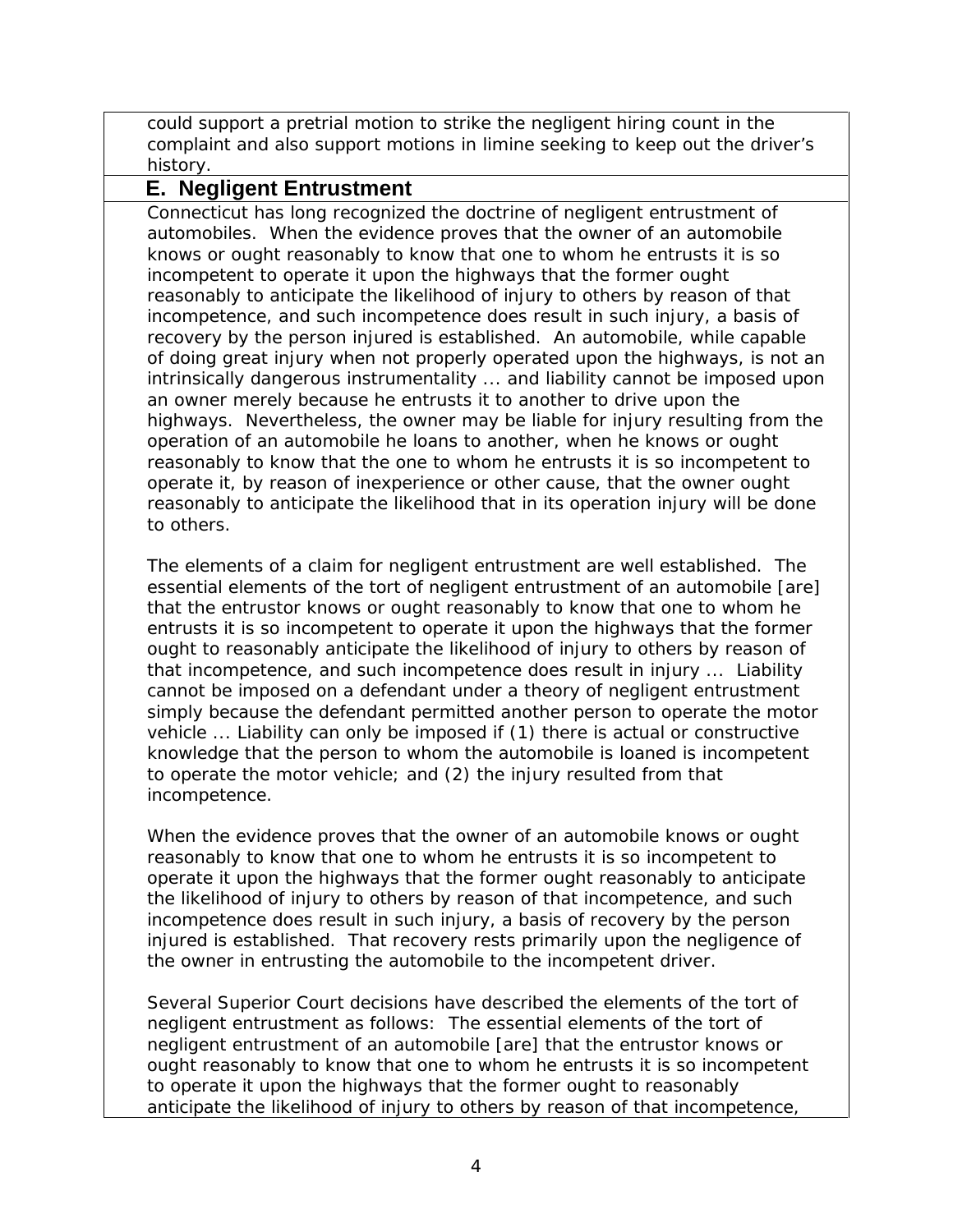could support a pretrial motion to strike the negligent hiring count in the complaint and also support motions in limine seeking to keep out the driver's history.

## E. Negligent Entrustment

Connecticut has long recognized the doctrine of negligent entrustment of automobiles. When the evidence proves that the owner of an automobile knows or ought reasonably to know that one to whom he entrusts it is so incompetent to operate it upon the highways that the former ought reasonably to anticipate the likelihood of injury to others by reason of that incompetence, and such incompetence does result in such injury, a basis of recovery by the person injured is established. An automobile, while capable of doing great injury when not properly operated upon the highways, is not an intrinsically dangerous instrumentality ... and liability cannot be imposed upon an owner merely because he entrusts it to another to drive upon the highways. Nevertheless, the owner may be liable for injury resulting from the operation of an automobile he loans to another, when he knows or ought reasonably to know that the one to whom he entrusts it is so incompetent to operate it, by reason of inexperience or other cause, that the owner ought reasonably to anticipate the likelihood that in its operation injury will be done to others.

The elements of a claim for negligent entrustment are well established. The essential elements of the tort of negligent entrustment of an automobile [are] that the entrustor knows or ought reasonably to know that one to whom he entrusts it is so incompetent to operate it upon the highways that the former ought to reasonably anticipate the likelihood of injury to others by reason of that incompetence, and such incompetence does result in injury ... Liability cannot be imposed on a defendant under a theory of negligent entrustment simply because the defendant permitted another person to operate the motor vehicle ... Liability can only be imposed if (1) there is actual or constructive knowledge that the person to whom the automobile is loaned is incompetent to operate the motor vehicle; and (2) the injury resulted from that incompetence.

When the evidence proves that the owner of an automobile knows or ought reasonably to know that one to whom he entrusts it is so incompetent to operate it upon the highways that the former ought reasonably to anticipate the likelihood of injury to others by reason of that incompetence, and such incompetence does result in such injury, a basis of recovery by the person injured is established. That recovery rests primarily upon the negligence of the owner in entrusting the automobile to the incompetent driver.

Several Superior Court decisions have described the elements of the tort of negligent entrustment as follows: The essential elements of the tort of negligent entrustment of an automobile [are] that the entrustor knows or ought reasonably to know that one to whom he entrusts it is so incompetent to operate it upon the highways that the former ought to reasonably anticipate the likelihood of injury to others by reason of that incompetence,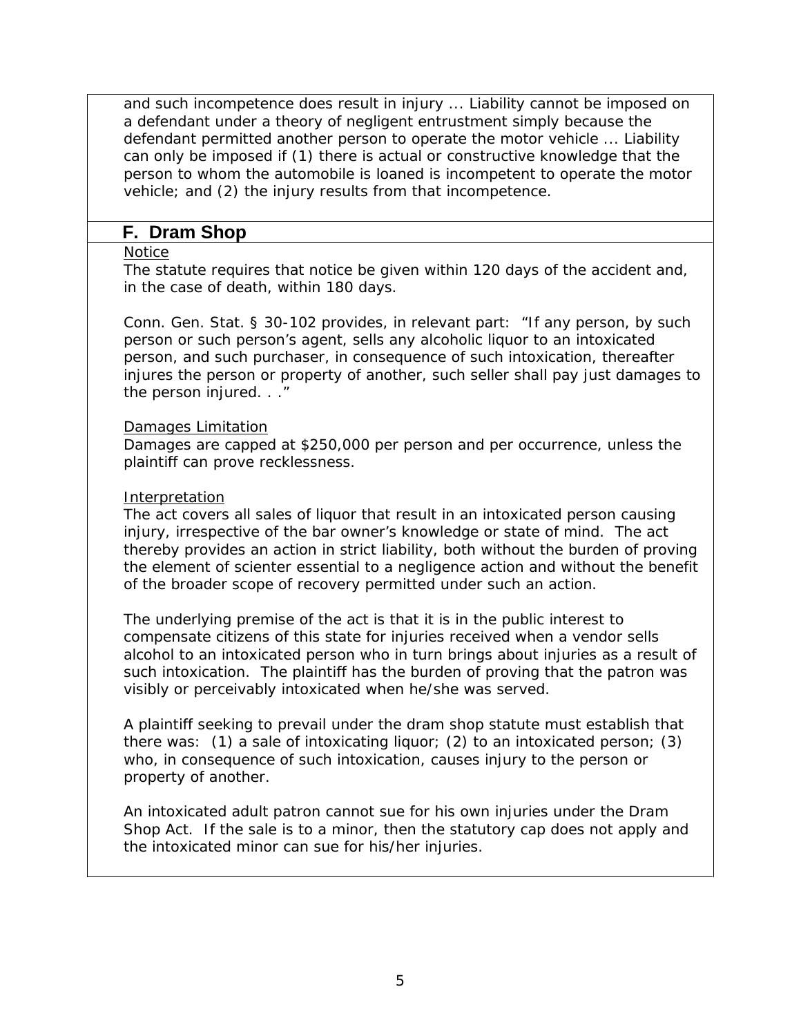and such incompetence does result in injury ... Liability cannot be imposed on a defendant under a theory of negligent entrustment simply because the defendant permitted another person to operate the motor vehicle ... Liability can only be imposed if (1) there is actual or constructive knowledge that the person to whom the automobile is loaned is incompetent to operate the motor vehicle; and (2) the injury results from that incompetence.

## F. Dram Shop

Notice

The statute requires that notice be given within 120 days of the accident and, in the case of death, within 180 days.

Conn. Gen. Stat. § 30-102 provides, in relevant part: "If any person, by such person or such person's agent, sells any alcoholic liquor to an intoxicated person, and such purchaser, in consequence of such intoxication, thereafter injures the person or property of another, such seller shall pay just damages to the person injured. . ."

Damages Limitation

Damages are capped at $250,000 per person and per occurrence, unless the plaintiff can prove recklessness.

Interpretation

The act covers all sales of liquor that result in an intoxicated person causing injury, irrespective of the bar owner's knowledge or state of mind. The act thereby provides an action in strict liability, both without the burden of proving the element of scienter essential to a negligence action and without the benefit of the broader scope of recovery permitted under such an action.

The underlying premise of the act is that it is in the public interest to compensate citizens of this state for injuries received when a vendor sells alcohol to an intoxicated person who in turn brings about injuries as a result of such intoxication. The plaintiff has the burden of proving that the patron was visibly or perceivably intoxicated when he/she was served.

A plaintiff seeking to prevail under the dram shop statute must establish that there was: (1) a sale of intoxicating liquor; (2) to an intoxicated person; (3) who, in consequence of such intoxication, causes injury to the person or property of another.

An intoxicated adult patron cannot sue for his own injuries under the Dram Shop Act. If the sale is to a minor, then the statutory cap does not apply and the intoxicated minor can sue for his/her injuries.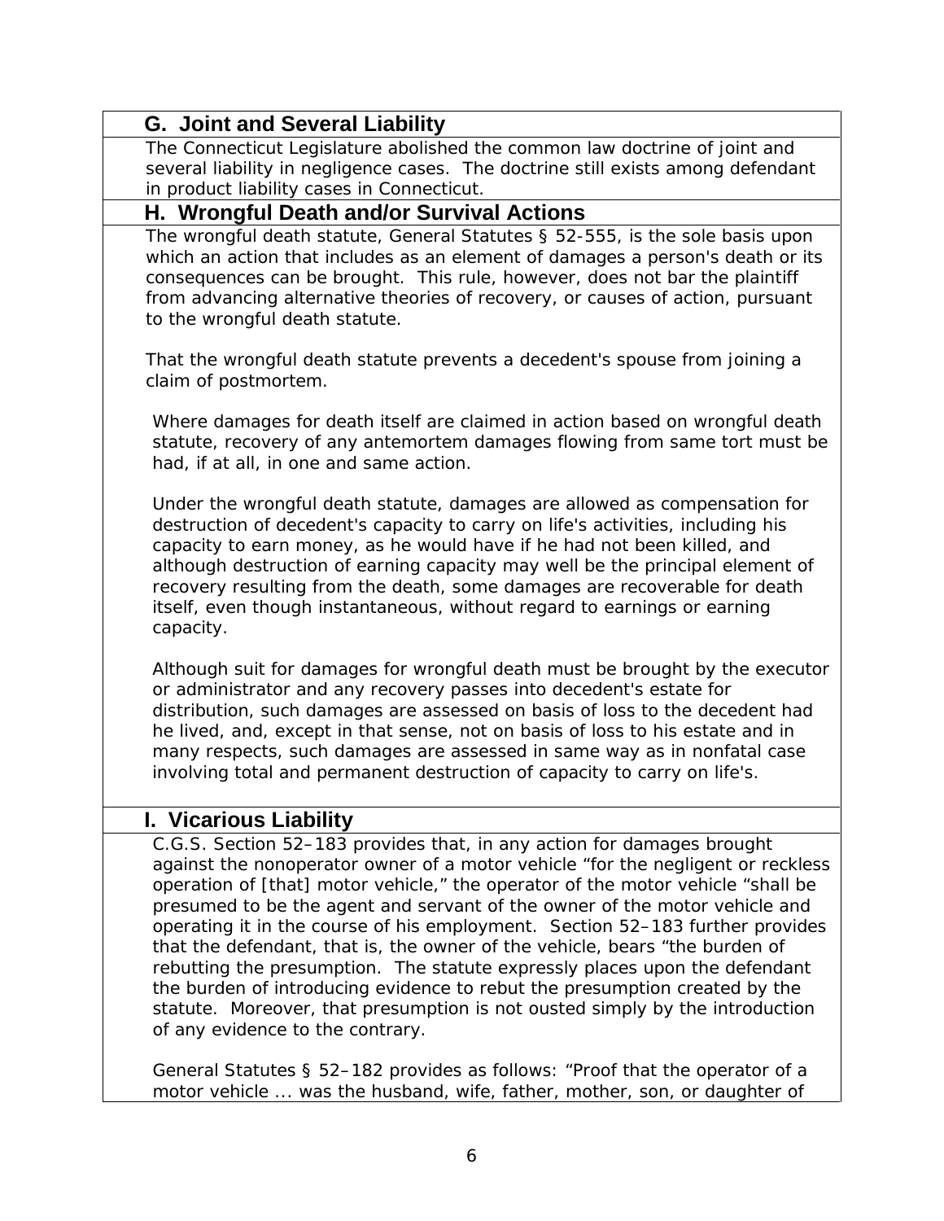## G. Joint and Several Liability

The Connecticut Legislature abolished the common law doctrine of joint and several liability in negligence cases. The doctrine still exists among defendant in product liability cases in Connecticut.

## H. Wrongful Death and/or Survival Actions

The wrongful death statute, General Statutes § 52-555, is the sole basis upon which an action that includes as an element of damages a person's death or its consequences can be brought. This rule, however, does not bar the plaintiff from advancing alternative theories of recovery, or causes of action, pursuant to the wrongful death statute.

That the wrongful death statute prevents a decedent's spouse from joining a claim of postmortem.

Where damages for death itself are claimed in action based on wrongful death statute, recovery of any antemortem damages flowing from same tort must be had, if at all, in one and same action.

Under the wrongful death statute, damages are allowed as compensation for destruction of decedent's capacity to carry on life's activities, including his capacity to earn money, as he would have if he had not been killed, and although destruction of earning capacity may well be the principal element of recovery resulting from the death, some damages are recoverable for death itself, even though instantaneous, without regard to earnings or earning capacity.

Although suit for damages for wrongful death must be brought by the executor or administrator and any recovery passes into decedent's estate for distribution, such damages are assessed on basis of loss to the decedent had he lived, and, except in that sense, not on basis of loss to his estate and in many respects, such damages are assessed in same way as in nonfatal case involving total and permanent destruction of capacity to carry on life's.

## I. Vicarious Liability

C.G.S. Section 52–183 provides that, in any action for damages brought against the nonoperator owner of a motor vehicle "for the negligent or reckless operation of [that] motor vehicle," the operator of the motor vehicle "shall be presumed to be the agent and servant of the owner of the motor vehicle and operating it in the course of his employment. Section 52–183 further provides that the defendant, that is, the owner of the vehicle, bears "the burden of rebutting the presumption. The statute expressly places upon the defendant the burden of introducing evidence to rebut the presumption created by the statute. Moreover, that presumption is not ousted simply by the introduction of any evidence to the contrary.

General Statutes § 52–182 provides as follows: "Proof that the operator of a motor vehicle ... was the husband, wife, father, mother, son, or daughter of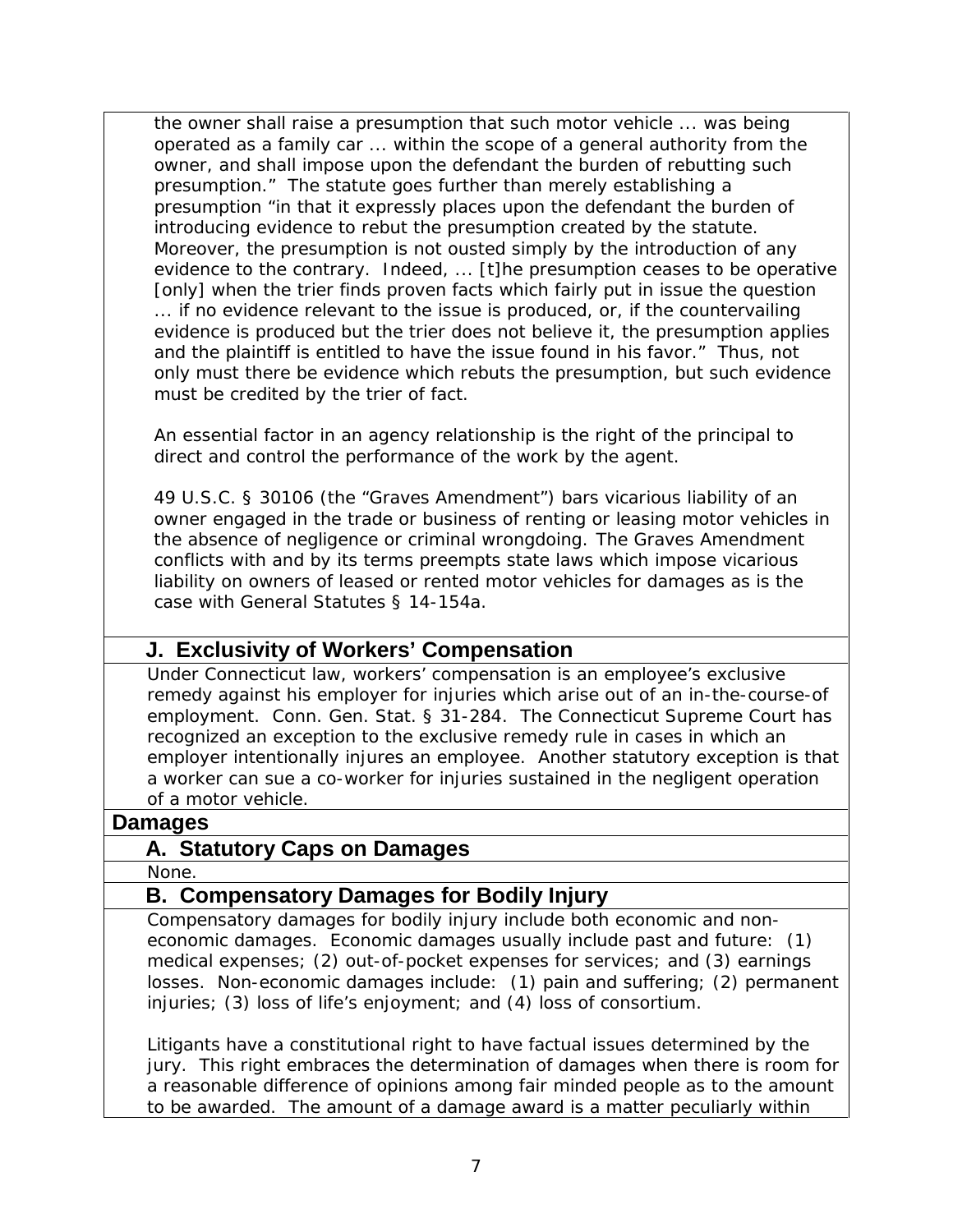the owner shall raise a presumption that such motor vehicle ... was being operated as a family car ... within the scope of a general authority from the owner, and shall impose upon the defendant the burden of rebutting such presumption." The statute goes further than merely establishing a presumption "in that it expressly places upon the defendant the burden of introducing evidence to rebut the presumption created by the statute. Moreover, the presumption is not ousted simply by the introduction of any evidence to the contrary. Indeed, ... [t]he presumption ceases to be operative [only] when the trier finds proven facts which fairly put in issue the question ... if no evidence relevant to the issue is produced, or, if the countervailing evidence is produced but the trier does not believe it, the presumption applies and the plaintiff is entitled to have the issue found in his favor." Thus, not only must there be evidence which rebuts the presumption, but such evidence must be credited by the trier of fact.

An essential factor in an agency relationship is the right of the principal to direct and control the performance of the work by the agent.

49 U.S.C. § 30106 (the "Graves Amendment") bars vicarious liability of an owner engaged in the trade or business of renting or leasing motor vehicles in the absence of negligence or criminal wrongdoing. The Graves Amendment conflicts with and by its terms preempts state laws which impose vicarious liability on owners of leased or rented motor vehicles for damages as is the case with General Statutes § 14-154a.

### J. Exclusivity of Workers' Compensation

Under Connecticut law, workers' compensation is an employee's exclusive remedy against his employer for injuries which arise out of an in-the-course-of employment. Conn. Gen. Stat. § 31-284. The Connecticut Supreme Court has recognized an exception to the exclusive remedy rule in cases in which an employer intentionally injures an employee. Another statutory exception is that a worker can sue a co-worker for injuries sustained in the negligent operation of a motor vehicle.

## Damages

### A. Statutory Caps on Damages

None.

### B. Compensatory Damages for Bodily Injury

Compensatory damages for bodily injury include both economic and non-economic damages. Economic damages usually include past and future: (1) medical expenses; (2) out-of-pocket expenses for services; and (3) earnings losses. Non-economic damages include: (1) pain and suffering; (2) permanent injuries; (3) loss of life's enjoyment; and (4) loss of consortium.

Litigants have a constitutional right to have factual issues determined by the jury. This right embraces the determination of damages when there is room for a reasonable difference of opinions among fair minded people as to the amount to be awarded. The amount of a damage award is a matter peculiarly within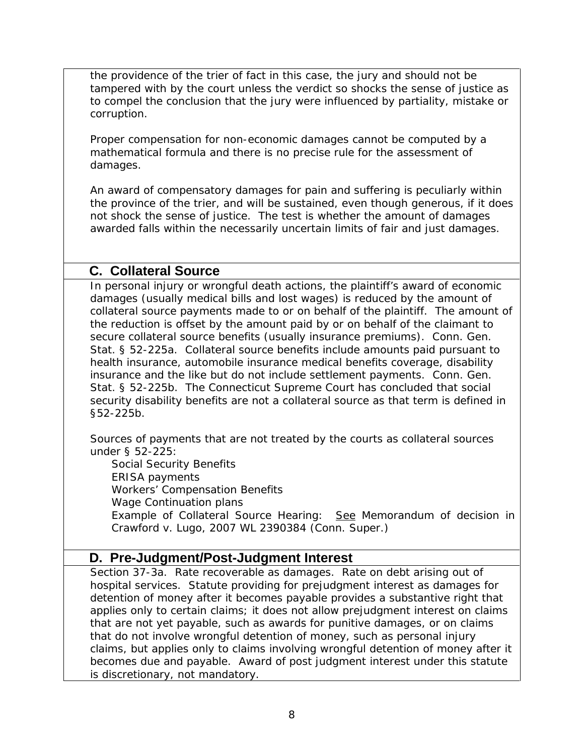the providence of the trier of fact in this case, the jury and should not be tampered with by the court unless the verdict so shocks the sense of justice as to compel the conclusion that the jury were influenced by partiality, mistake or corruption.

Proper compensation for non-economic damages cannot be computed by a mathematical formula and there is no precise rule for the assessment of damages.

An award of compensatory damages for pain and suffering is peculiarly within the province of the trier, and will be sustained, even though generous, if it does not shock the sense of justice. The test is whether the amount of damages awarded falls within the necessarily uncertain limits of fair and just damages.

## C. Collateral Source

In personal injury or wrongful death actions, the plaintiff's award of economic damages (usually medical bills and lost wages) is reduced by the amount of collateral source payments made to or on behalf of the plaintiff. The amount of the reduction is offset by the amount paid by or on behalf of the claimant to secure collateral source benefits (usually insurance premiums). Conn. Gen. Stat. § 52-225a. Collateral source benefits include amounts paid pursuant to health insurance, automobile insurance medical benefits coverage, disability insurance and the like but do not include settlement payments. Conn. Gen. Stat. § 52-225b. The Connecticut Supreme Court has concluded that social security disability benefits are not a collateral source as that term is defined in §52-225b.

Sources of payments that are not treated by the courts as collateral sources under § 52-225:

- Social Security Benefits
- ERISA payments
- Workers' Compensation Benefits
- Wage Continuation plans
- Example of Collateral Source Hearing: <u>See</u> Memorandum of decision in Crawford v. Lugo, 2007 WL 2390384 (Conn. Super.)

## D. Pre-Judgment/Post-Judgment Interest

Section 37-3a. Rate recoverable as damages. Rate on debt arising out of hospital services. Statute providing for prejudgment interest as damages for detention of money after it becomes payable provides a substantive right that applies only to certain claims; it does not allow prejudgment interest on claims that are not yet payable, such as awards for punitive damages, or on claims that do not involve wrongful detention of money, such as personal injury claims, but applies only to claims involving wrongful detention of money after it becomes due and payable. Award of post judgment interest under this statute is discretionary, not mandatory.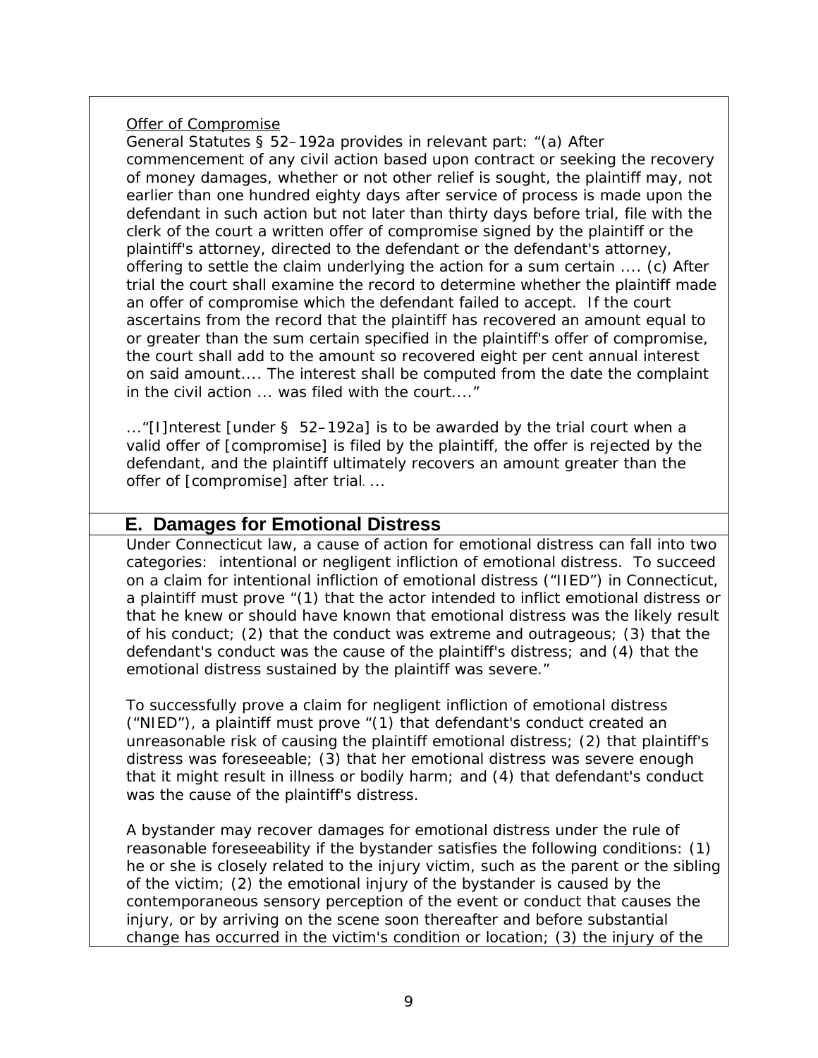Offer of Compromise

General Statutes § 52–192a provides in relevant part: "(a) After commencement of any civil action based upon contract or seeking the recovery of money damages, whether or not other relief is sought, the plaintiff may, not earlier than one hundred eighty days after service of process is made upon the defendant in such action but not later than thirty days before trial, file with the clerk of the court a written offer of compromise signed by the plaintiff or the plaintiff's attorney, directed to the defendant or the defendant's attorney, offering to settle the claim underlying the action for a sum certain .... (c) After trial the court shall examine the record to determine whether the plaintiff made an offer of compromise which the defendant failed to accept. If the court ascertains from the record that the plaintiff has recovered an amount equal to or greater than the sum certain specified in the plaintiff's offer of compromise, the court shall add to the amount so recovered eight per cent annual interest on said amount.... The interest shall be computed from the date the complaint in the civil action ... was filed with the court...."

..."[I]nterest [under § 52–192a] is to be awarded by the trial court when a valid offer of [compromise] is filed by the plaintiff, the offer is rejected by the defendant, and the plaintiff ultimately recovers an amount greater than the offer of [compromise] after trial. ...

## E. Damages for Emotional Distress

Under Connecticut law, a cause of action for emotional distress can fall into two categories: intentional or negligent infliction of emotional distress. To succeed on a claim for intentional infliction of emotional distress ("IIED") in Connecticut, a plaintiff must prove "(1) that the actor intended to inflict emotional distress or that he knew or should have known that emotional distress was the likely result of his conduct; (2) that the conduct was extreme and outrageous; (3) that the defendant's conduct was the cause of the plaintiff's distress; and (4) that the emotional distress sustained by the plaintiff was severe."

To successfully prove a claim for negligent infliction of emotional distress ("NIED"), a plaintiff must prove "(1) that defendant's conduct created an unreasonable risk of causing the plaintiff emotional distress; (2) that plaintiff's distress was foreseeable; (3) that her emotional distress was severe enough that it might result in illness or bodily harm; and (4) that defendant's conduct was the cause of the plaintiff's distress.

A bystander may recover damages for emotional distress under the rule of reasonable foreseeability if the bystander satisfies the following conditions: (1) he or she is closely related to the injury victim, such as the parent or the sibling of the victim; (2) the emotional injury of the bystander is caused by the contemporaneous sensory perception of the event or conduct that causes the injury, or by arriving on the scene soon thereafter and before substantial change has occurred in the victim's condition or location; (3) the injury of the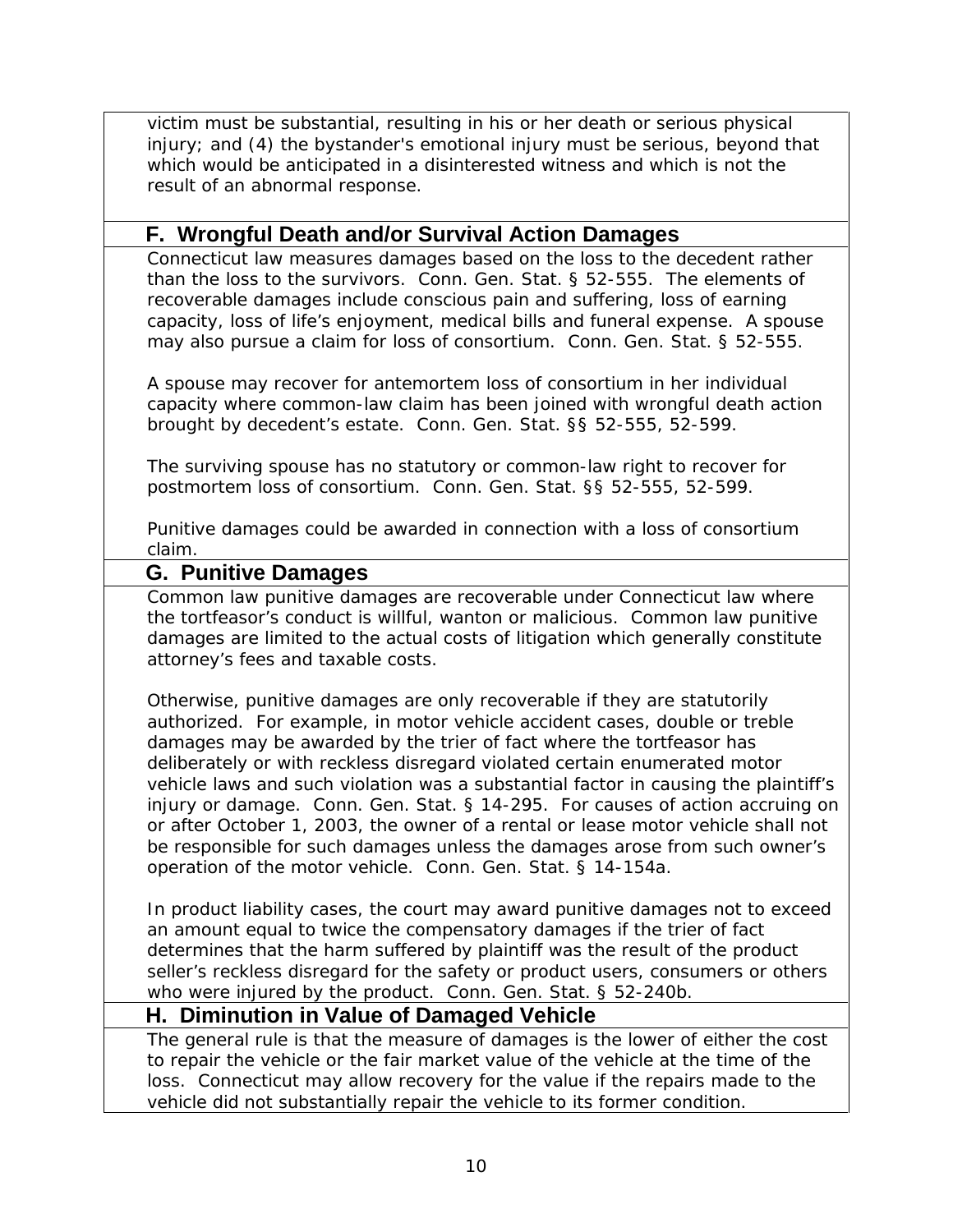victim must be substantial, resulting in his or her death or serious physical injury; and (4) the bystander's emotional injury must be serious, beyond that which would be anticipated in a disinterested witness and which is not the result of an abnormal response.

## F. Wrongful Death and/or Survival Action Damages

Connecticut law measures damages based on the loss to the decedent rather than the loss to the survivors. Conn. Gen. Stat. § 52-555. The elements of recoverable damages include conscious pain and suffering, loss of earning capacity, loss of life's enjoyment, medical bills and funeral expense. A spouse may also pursue a claim for loss of consortium. Conn. Gen. Stat. § 52-555.

A spouse may recover for antemortem loss of consortium in her individual capacity where common-law claim has been joined with wrongful death action brought by decedent's estate. Conn. Gen. Stat. §§ 52-555, 52-599.

The surviving spouse has no statutory or common-law right to recover for postmortem loss of consortium. Conn. Gen. Stat. §§ 52-555, 52-599.

Punitive damages could be awarded in connection with a loss of consortium claim.

## G. Punitive Damages

Common law punitive damages are recoverable under Connecticut law where the tortfeasor's conduct is willful, wanton or malicious. Common law punitive damages are limited to the actual costs of litigation which generally constitute attorney's fees and taxable costs.

Otherwise, punitive damages are only recoverable if they are statutorily authorized. For example, in motor vehicle accident cases, double or treble damages may be awarded by the trier of fact where the tortfeasor has deliberately or with reckless disregard violated certain enumerated motor vehicle laws and such violation was a substantial factor in causing the plaintiff's injury or damage. Conn. Gen. Stat. § 14-295. For causes of action accruing on or after October 1, 2003, the owner of a rental or lease motor vehicle shall not be responsible for such damages unless the damages arose from such owner's operation of the motor vehicle. Conn. Gen. Stat. § 14-154a.

In product liability cases, the court may award punitive damages not to exceed an amount equal to twice the compensatory damages if the trier of fact determines that the harm suffered by plaintiff was the result of the product seller's reckless disregard for the safety or product users, consumers or others who were injured by the product. Conn. Gen. Stat. § 52-240b.

## H. Diminution in Value of Damaged Vehicle

The general rule is that the measure of damages is the lower of either the cost to repair the vehicle or the fair market value of the vehicle at the time of the loss. Connecticut may allow recovery for the value if the repairs made to the vehicle did not substantially repair the vehicle to its former condition.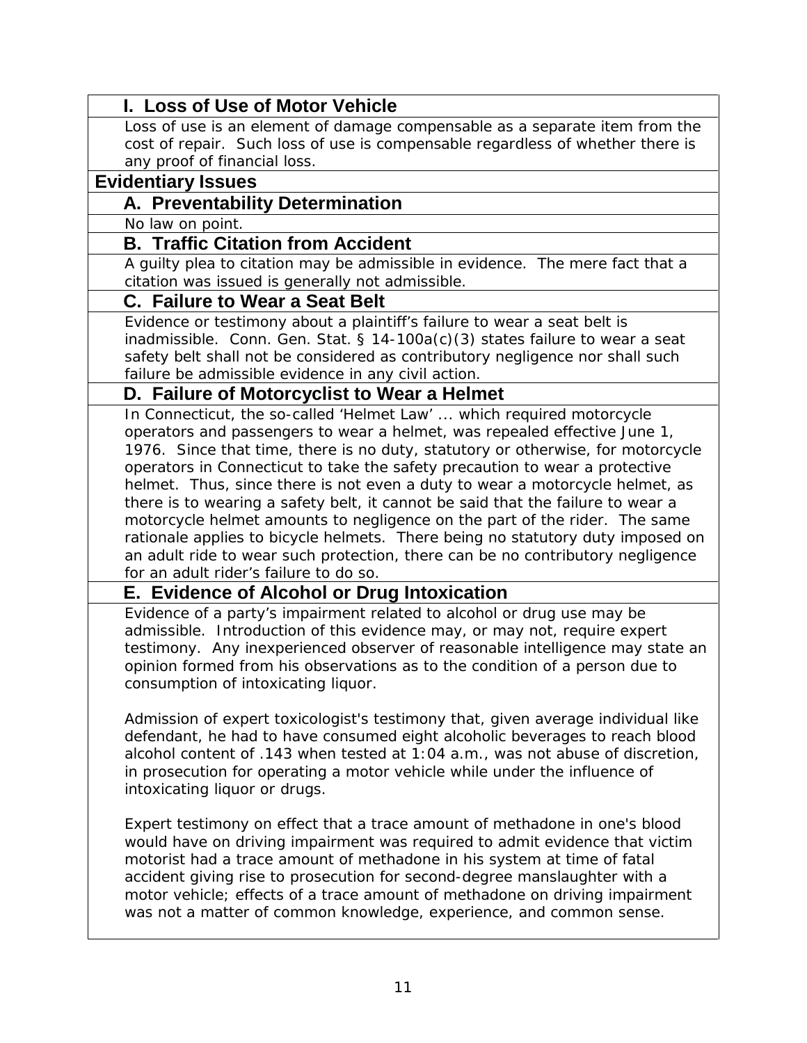### I. Loss of Use of Motor Vehicle

Loss of use is an element of damage compensable as a separate item from the cost of repair. Such loss of use is compensable regardless of whether there is any proof of financial loss.

## Evidentiary Issues

### A. Preventability Determination

No law on point.

### B. Traffic Citation from Accident

A guilty plea to citation may be admissible in evidence. The mere fact that a citation was issued is generally not admissible.

### C. Failure to Wear a Seat Belt

Evidence or testimony about a plaintiff's failure to wear a seat belt is inadmissible. Conn. Gen. Stat. § 14-100a(c)(3) states failure to wear a seat safety belt shall not be considered as contributory negligence nor shall such failure be admissible evidence in any civil action.

### D. Failure of Motorcyclist to Wear a Helmet

In Connecticut, the so-called 'Helmet Law' ... which required motorcycle operators and passengers to wear a helmet, was repealed effective June 1, 1976. Since that time, there is no duty, statutory or otherwise, for motorcycle operators in Connecticut to take the safety precaution to wear a protective helmet. Thus, since there is not even a duty to wear a motorcycle helmet, as there is to wearing a safety belt, it cannot be said that the failure to wear a motorcycle helmet amounts to negligence on the part of the rider. The same rationale applies to bicycle helmets. There being no statutory duty imposed on an adult ride to wear such protection, there can be no contributory negligence for an adult rider's failure to do so.

### E. Evidence of Alcohol or Drug Intoxication

Evidence of a party's impairment related to alcohol or drug use may be admissible. Introduction of this evidence may, or may not, require expert testimony. Any inexperienced observer of reasonable intelligence may state an opinion formed from his observations as to the condition of a person due to consumption of intoxicating liquor.

Admission of expert toxicologist's testimony that, given average individual like defendant, he had to have consumed eight alcoholic beverages to reach blood alcohol content of .143 when tested at 1:04 a.m., was not abuse of discretion, in prosecution for operating a motor vehicle while under the influence of intoxicating liquor or drugs.

Expert testimony on effect that a trace amount of methadone in one's blood would have on driving impairment was required to admit evidence that victim motorist had a trace amount of methadone in his system at time of fatal accident giving rise to prosecution for second-degree manslaughter with a motor vehicle; effects of a trace amount of methadone on driving impairment was not a matter of common knowledge, experience, and common sense.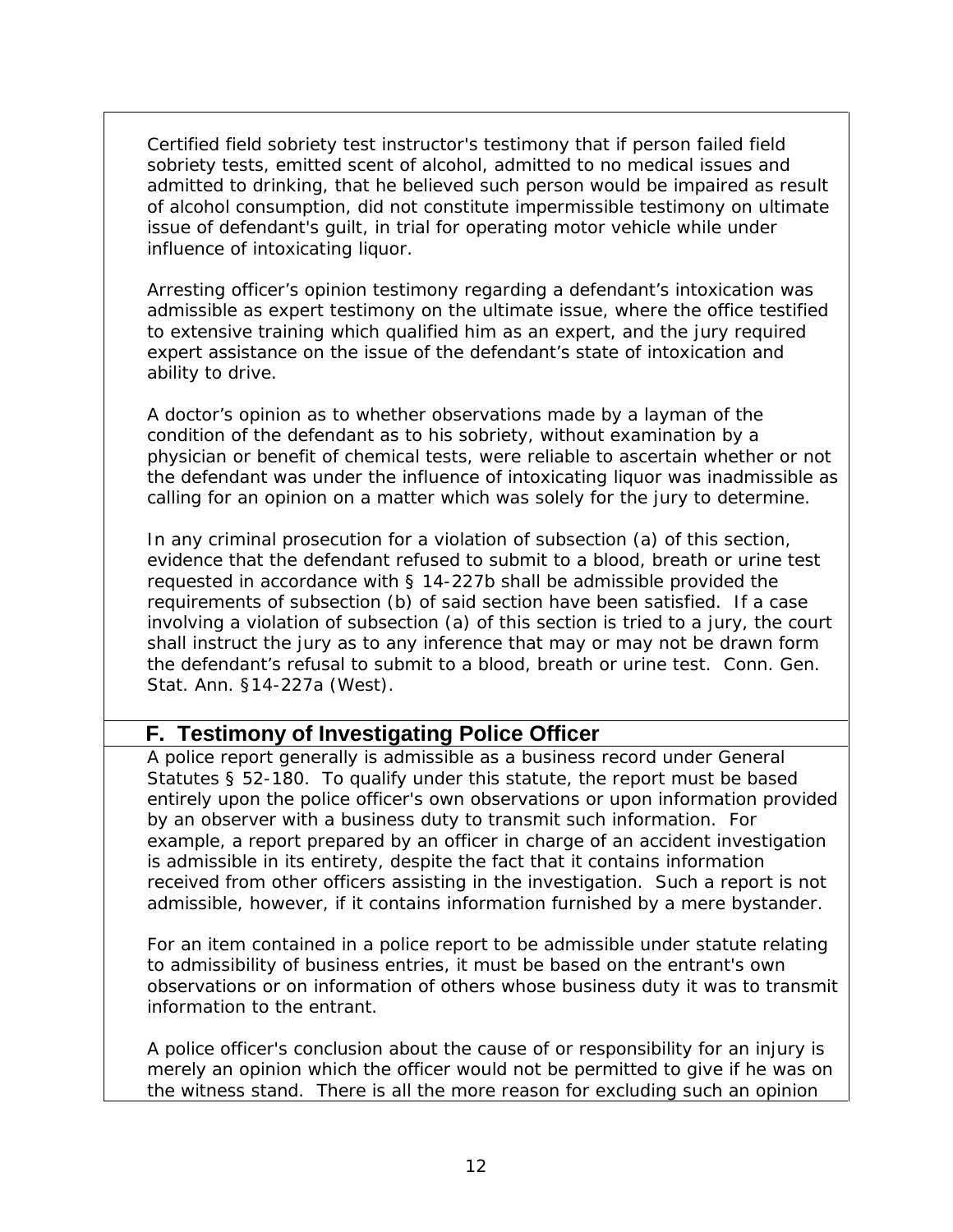Certified field sobriety test instructor's testimony that if person failed field sobriety tests, emitted scent of alcohol, admitted to no medical issues and admitted to drinking, that he believed such person would be impaired as result of alcohol consumption, did not constitute impermissible testimony on ultimate issue of defendant's guilt, in trial for operating motor vehicle while under influence of intoxicating liquor.

Arresting officer's opinion testimony regarding a defendant's intoxication was admissible as expert testimony on the ultimate issue, where the office testified to extensive training which qualified him as an expert, and the jury required expert assistance on the issue of the defendant's state of intoxication and ability to drive.

A doctor's opinion as to whether observations made by a layman of the condition of the defendant as to his sobriety, without examination by a physician or benefit of chemical tests, were reliable to ascertain whether or not the defendant was under the influence of intoxicating liquor was inadmissible as calling for an opinion on a matter which was solely for the jury to determine.

In any criminal prosecution for a violation of subsection (a) of this section, evidence that the defendant refused to submit to a blood, breath or urine test requested in accordance with § 14-227b shall be admissible provided the requirements of subsection (b) of said section have been satisfied. If a case involving a violation of subsection (a) of this section is tried to a jury, the court shall instruct the jury as to any inference that may or may not be drawn form the defendant's refusal to submit to a blood, breath or urine test. Conn. Gen. Stat. Ann. §14-227a (West).

## F. Testimony of Investigating Police Officer

A police report generally is admissible as a business record under General Statutes § 52-180. To qualify under this statute, the report must be based entirely upon the police officer's own observations or upon information provided by an observer with a business duty to transmit such information. For example, a report prepared by an officer in charge of an accident investigation is admissible in its entirety, despite the fact that it contains information received from other officers assisting in the investigation. Such a report is not admissible, however, if it contains information furnished by a mere bystander.

For an item contained in a police report to be admissible under statute relating to admissibility of business entries, it must be based on the entrant's own observations or on information of others whose business duty it was to transmit information to the entrant.

A police officer's conclusion about the cause of or responsibility for an injury is merely an opinion which the officer would not be permitted to give if he was on the witness stand. There is all the more reason for excluding such an opinion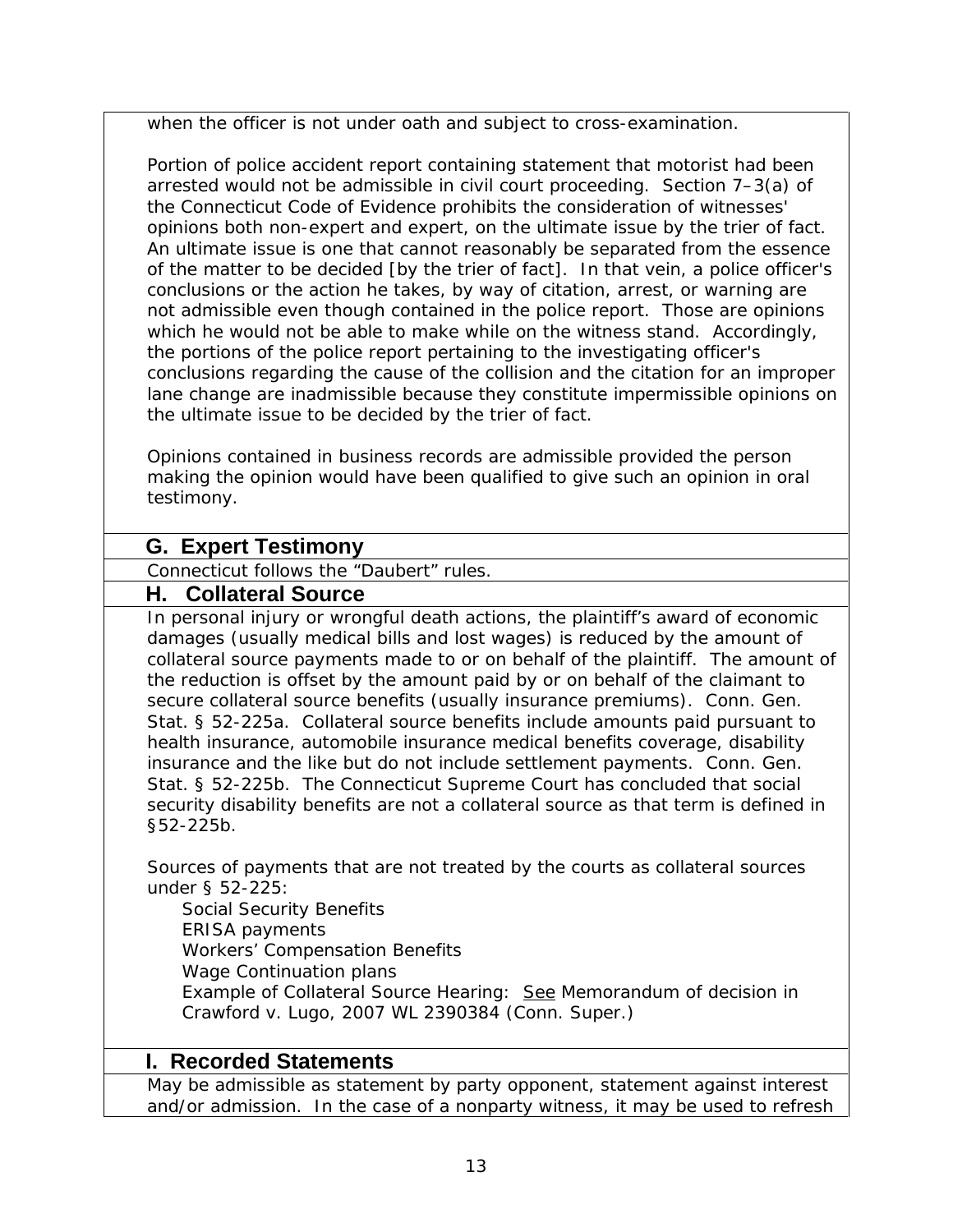when the officer is not under oath and subject to cross-examination.

Portion of police accident report containing statement that motorist had been arrested would not be admissible in civil court proceeding. Section 7–3(a) of the Connecticut Code of Evidence prohibits the consideration of witnesses' opinions both non-expert and expert, on the ultimate issue by the trier of fact. An ultimate issue is one that cannot reasonably be separated from the essence of the matter to be decided [by the trier of fact]. In that vein, a police officer's conclusions or the action he takes, by way of citation, arrest, or warning are not admissible even though contained in the police report. Those are opinions which he would not be able to make while on the witness stand. Accordingly, the portions of the police report pertaining to the investigating officer's conclusions regarding the cause of the collision and the citation for an improper lane change are inadmissible because they constitute impermissible opinions on the ultimate issue to be decided by the trier of fact.

Opinions contained in business records are admissible provided the person making the opinion would have been qualified to give such an opinion in oral testimony.

## G. Expert Testimony

Connecticut follows the "Daubert" rules.

## H. Collateral Source

In personal injury or wrongful death actions, the plaintiff's award of economic damages (usually medical bills and lost wages) is reduced by the amount of collateral source payments made to or on behalf of the plaintiff. The amount of the reduction is offset by the amount paid by or on behalf of the claimant to secure collateral source benefits (usually insurance premiums). Conn. Gen. Stat. § 52-225a. Collateral source benefits include amounts paid pursuant to health insurance, automobile insurance medical benefits coverage, disability insurance and the like but do not include settlement payments. Conn. Gen. Stat. § 52-225b. The Connecticut Supreme Court has concluded that social security disability benefits are not a collateral source as that term is defined in §52-225b.

Sources of payments that are not treated by the courts as collateral sources under § 52-225:

- Social Security Benefits
- ERISA payments
- Workers' Compensation Benefits
- Wage Continuation plans
- Example of Collateral Source Hearing: <u>See</u> Memorandum of decision in Crawford v. Lugo, 2007 WL 2390384 (Conn. Super.)

## I. Recorded Statements

May be admissible as statement by party opponent, statement against interest and/or admission. In the case of a nonparty witness, it may be used to refresh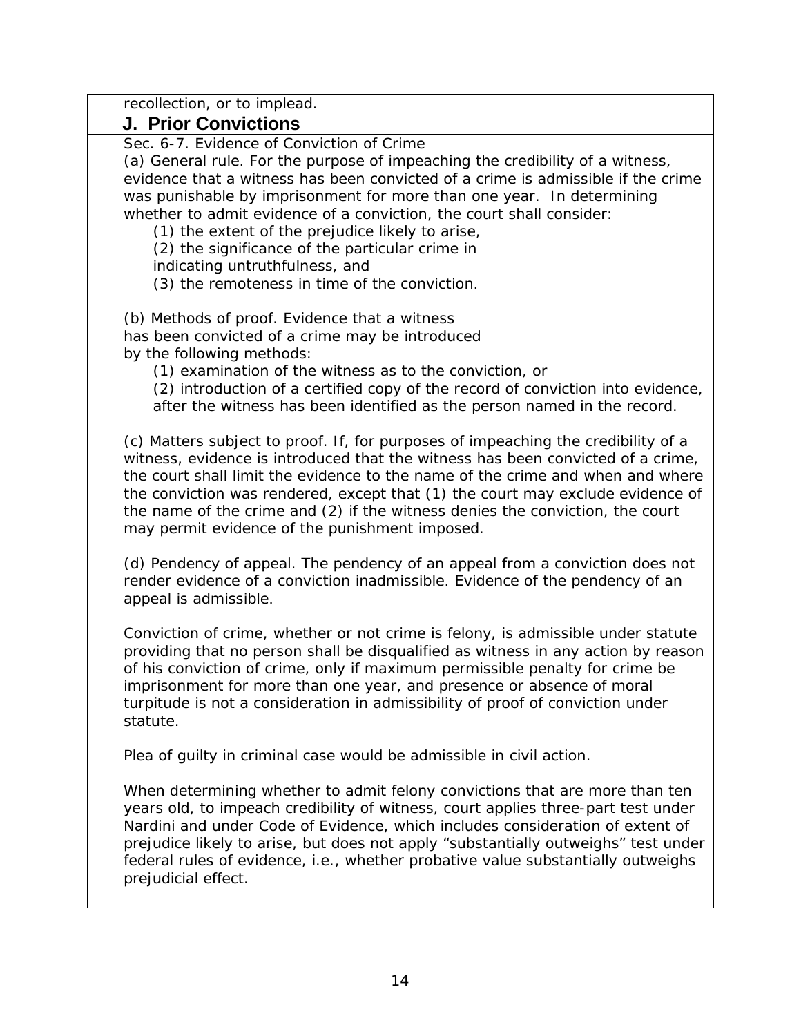recollection, or to implead.

## J. Prior Convictions

Sec. 6-7. Evidence of Conviction of Crime

(a) General rule. For the purpose of impeaching the credibility of a witness, evidence that a witness has been convicted of a crime is admissible if the crime was punishable by imprisonment for more than one year. In determining whether to admit evidence of a conviction, the court shall consider:

(1) the extent of the prejudice likely to arise,
(2) the significance of the particular crime in indicating untruthfulness, and
(3) the remoteness in time of the conviction.

(b) Methods of proof. Evidence that a witness has been convicted of a crime may be introduced by the following methods:

(1) examination of the witness as to the conviction, or
(2) introduction of a certified copy of the record of conviction into evidence, after the witness has been identified as the person named in the record.

(c) Matters subject to proof. If, for purposes of impeaching the credibility of a witness, evidence is introduced that the witness has been convicted of a crime, the court shall limit the evidence to the name of the crime and when and where the conviction was rendered, except that (1) the court may exclude evidence of the name of the crime and (2) if the witness denies the conviction, the court may permit evidence of the punishment imposed.

(d) Pendency of appeal. The pendency of an appeal from a conviction does not render evidence of a conviction inadmissible. Evidence of the pendency of an appeal is admissible.

Conviction of crime, whether or not crime is felony, is admissible under statute providing that no person shall be disqualified as witness in any action by reason of his conviction of crime, only if maximum permissible penalty for crime be imprisonment for more than one year, and presence or absence of moral turpitude is not a consideration in admissibility of proof of conviction under statute.

Plea of guilty in criminal case would be admissible in civil action.

When determining whether to admit felony convictions that are more than ten years old, to impeach credibility of witness, court applies three-part test under Nardini and under Code of Evidence, which includes consideration of extent of prejudice likely to arise, but does not apply "substantially outweighs" test under federal rules of evidence, i.e., whether probative value substantially outweighs prejudicial effect.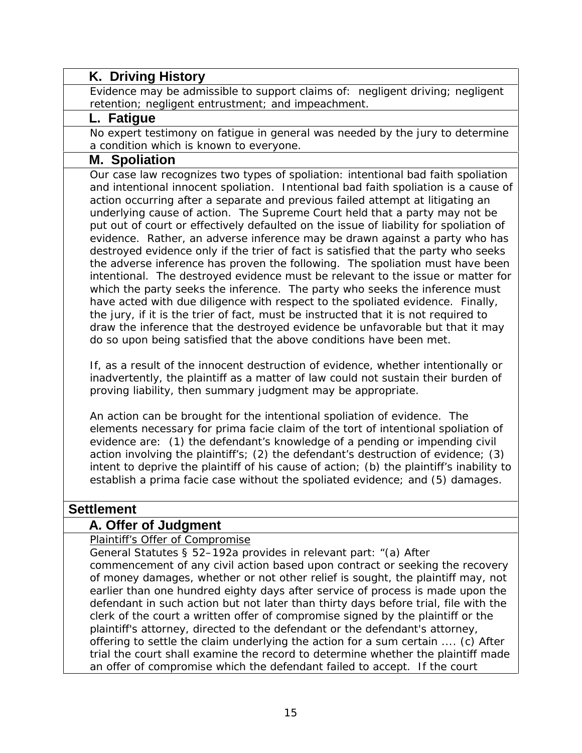### K. Driving History

Evidence may be admissible to support claims of: negligent driving; negligent retention; negligent entrustment; and impeachment.

### L. Fatigue

No expert testimony on fatigue in general was needed by the jury to determine a condition which is known to everyone.

### M. Spoliation

Our case law recognizes two types of spoliation: intentional bad faith spoliation and intentional innocent spoliation. Intentional bad faith spoliation is a cause of action occurring after a separate and previous failed attempt at litigating an underlying cause of action. The Supreme Court held that a party may not be put out of court or effectively defaulted on the issue of liability for spoliation of evidence. Rather, an adverse inference may be drawn against a party who has destroyed evidence only if the trier of fact is satisfied that the party who seeks the adverse inference has proven the following. The spoliation must have been intentional. The destroyed evidence must be relevant to the issue or matter for which the party seeks the inference. The party who seeks the inference must have acted with due diligence with respect to the spoliated evidence. Finally, the jury, if it is the trier of fact, must be instructed that it is not required to draw the inference that the destroyed evidence be unfavorable but that it may do so upon being satisfied that the above conditions have been met.

If, as a result of the innocent destruction of evidence, whether intentionally or inadvertently, the plaintiff as a matter of law could not sustain their burden of proving liability, then summary judgment may be appropriate.

An action can be brought for the intentional spoliation of evidence. The elements necessary for prima facie claim of the tort of intentional spoliation of evidence are: (1) the defendant's knowledge of a pending or impending civil action involving the plaintiff's; (2) the defendant's destruction of evidence; (3) intent to deprive the plaintiff of his cause of action; (b) the plaintiff's inability to establish a prima facie case without the spoliated evidence; and (5) damages.

## Settlement

### A. Offer of Judgment

Plaintiff's Offer of Compromise

General Statutes § 52–192a provides in relevant part: "(a) After commencement of any civil action based upon contract or seeking the recovery of money damages, whether or not other relief is sought, the plaintiff may, not earlier than one hundred eighty days after service of process is made upon the defendant in such action but not later than thirty days before trial, file with the clerk of the court a written offer of compromise signed by the plaintiff or the plaintiff's attorney, directed to the defendant or the defendant's attorney, offering to settle the claim underlying the action for a sum certain .... (c) After trial the court shall examine the record to determine whether the plaintiff made an offer of compromise which the defendant failed to accept. If the court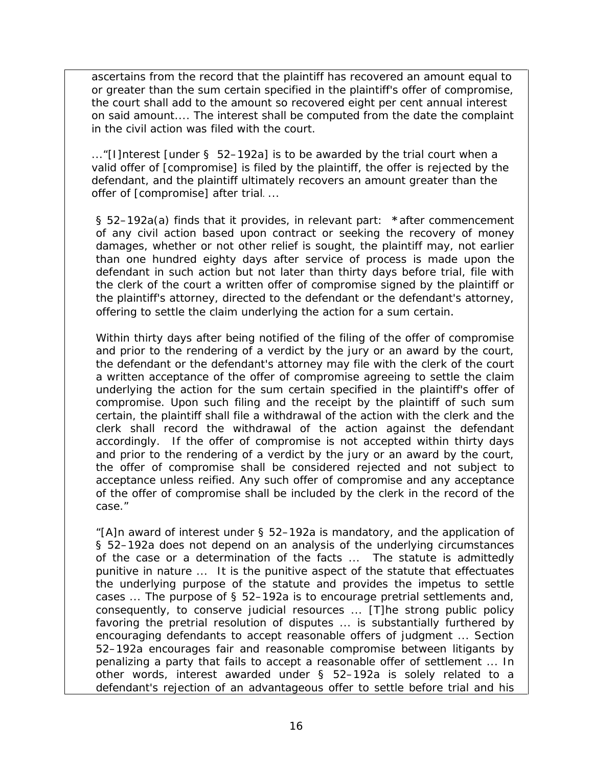ascertains from the record that the plaintiff has recovered an amount equal to or greater than the sum certain specified in the plaintiff's offer of compromise, the court shall add to the amount so recovered eight per cent annual interest on said amount.... The interest shall be computed from the date the complaint in the civil action was filed with the court.

..."[I]nterest [under § 52–192a] is to be awarded by the trial court when a valid offer of [compromise] is filed by the plaintiff, the offer is rejected by the defendant, and the plaintiff ultimately recovers an amount greater than the offer of [compromise] after trial. ...

§ 52–192a(a) finds that it provides, in relevant part: *after commencement of any civil action based upon contract or seeking the recovery of money damages, whether or not other relief is sought, the plaintiff may, not earlier than one hundred eighty days after service of process is made upon the defendant in such action but not later than thirty days before trial, file with the clerk of the court a written offer of compromise signed by the plaintiff or the plaintiff's attorney, directed to the defendant or the defendant's attorney, offering to settle the claim underlying the action for a sum certain.

Within thirty days after being notified of the filing of the offer of compromise and prior to the rendering of a verdict by the jury or an award by the court, the defendant or the defendant's attorney may file with the clerk of the court a written acceptance of the offer of compromise agreeing to settle the claim underlying the action for the sum certain specified in the plaintiff's offer of compromise. Upon such filing and the receipt by the plaintiff of such sum certain, the plaintiff shall file a withdrawal of the action with the clerk and the clerk shall record the withdrawal of the action against the defendant accordingly. If the offer of compromise is not accepted within thirty days and prior to the rendering of a verdict by the jury or an award by the court, the offer of compromise shall be considered rejected and not subject to acceptance unless reified. Any such offer of compromise and any acceptance of the offer of compromise shall be included by the clerk in the record of the case."

"[A]n award of interest under § 52–192a is mandatory, and the application of § 52–192a does not depend on an analysis of the underlying circumstances of the case or a determination of the facts ... The statute is admittedly punitive in nature ... It is the punitive aspect of the statute that effectuates the underlying purpose of the statute and provides the impetus to settle cases ... The purpose of § 52–192a is to encourage pretrial settlements and, consequently, to conserve judicial resources ... [T]he strong public policy favoring the pretrial resolution of disputes ... is substantially furthered by encouraging defendants to accept reasonable offers of judgment ... Section 52–192a encourages fair and reasonable compromise between litigants by penalizing a party that fails to accept a reasonable offer of settlement ... In other words, interest awarded under § 52–192a is solely related to a defendant's rejection of an advantageous offer to settle before trial and his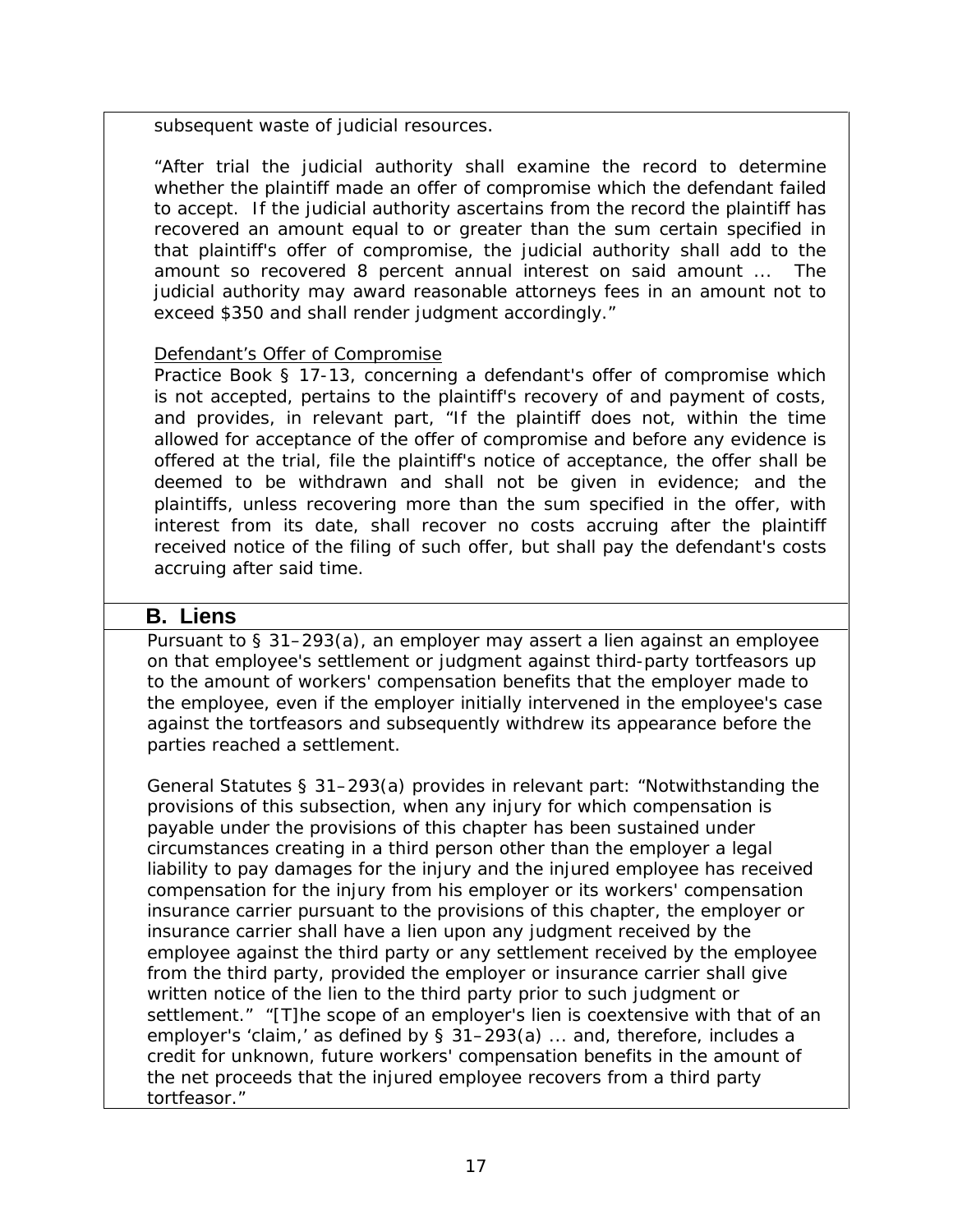subsequent waste of judicial resources.

"After trial the judicial authority shall examine the record to determine whether the plaintiff made an offer of compromise which the defendant failed to accept. If the judicial authority ascertains from the record the plaintiff has recovered an amount equal to or greater than the sum certain specified in that plaintiff's offer of compromise, the judicial authority shall add to the amount so recovered 8 percent annual interest on said amount ... The judicial authority may award reasonable attorneys fees in an amount not to exceed $350 and shall render judgment accordingly."

Defendant's Offer of Compromise

Practice Book § 17-13, concerning a defendant's offer of compromise which is not accepted, pertains to the plaintiff's recovery of and payment of costs, and provides, in relevant part, "If the plaintiff does not, within the time allowed for acceptance of the offer of compromise and before any evidence is offered at the trial, file the plaintiff's notice of acceptance, the offer shall be deemed to be withdrawn and shall not be given in evidence; and the plaintiffs, unless recovering more than the sum specified in the offer, with interest from its date, shall recover no costs accruing after the plaintiff received notice of the filing of such offer, but shall pay the defendant's costs accruing after said time.

## B. Liens

Pursuant to § 31–293(a), an employer may assert a lien against an employee on that employee's settlement or judgment against third-party tortfeasors up to the amount of workers' compensation benefits that the employer made to the employee, even if the employer initially intervened in the employee's case against the tortfeasors and subsequently withdrew its appearance before the parties reached a settlement.

General Statutes § 31–293(a) provides in relevant part: "Notwithstanding the provisions of this subsection, when any injury for which compensation is payable under the provisions of this chapter has been sustained under circumstances creating in a third person other than the employer a legal liability to pay damages for the injury and the injured employee has received compensation for the injury from his employer or its workers' compensation insurance carrier pursuant to the provisions of this chapter, the employer or insurance carrier shall have a lien upon any judgment received by the employee against the third party or any settlement received by the employee from the third party, provided the employer or insurance carrier shall give written notice of the lien to the third party prior to such judgment or settlement." "[T]he scope of an employer's lien is coextensive with that of an employer's 'claim,' as defined by § 31–293(a) ... and, therefore, includes a credit for unknown, future workers' compensation benefits in the amount of the net proceeds that the injured employee recovers from a third party tortfeasor."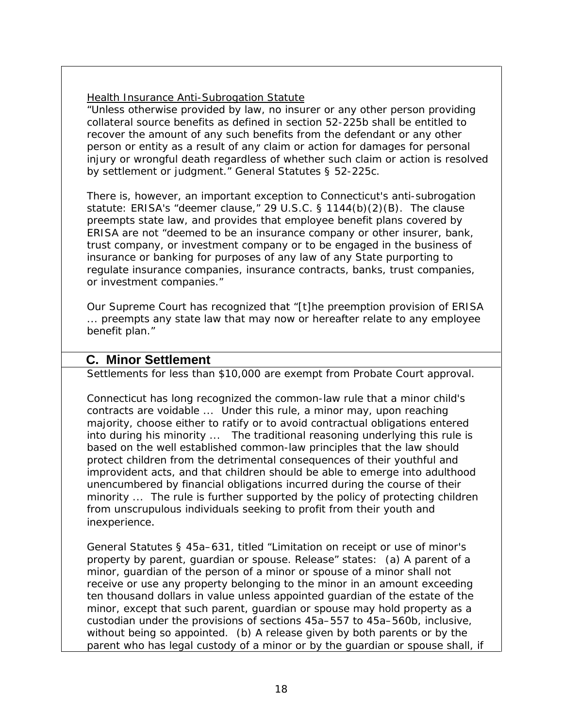<u>Health Insurance Anti-Subrogation Statute</u>

"Unless otherwise provided by law, no insurer or any other person providing collateral source benefits as defined in section 52-225b shall be entitled to recover the amount of any such benefits from the defendant or any other person or entity as a result of any claim or action for damages for personal injury or wrongful death regardless of whether such claim or action is resolved by settlement or judgment." General Statutes § 52-225c.

There is, however, an important exception to Connecticut's anti-subrogation statute: ERISA's "deemer clause," 29 U.S.C. § 1144(b)(2)(B). The clause preempts state law, and provides that employee benefit plans covered by ERISA are not "deemed to be an insurance company or other insurer, bank, trust company, or investment company or to be engaged in the business of insurance or banking for purposes of any law of any State purporting to regulate insurance companies, insurance contracts, banks, trust companies, or investment companies."

Our Supreme Court has recognized that "[t]he preemption provision of ERISA ... preempts any state law that may now or hereafter relate to any employee benefit plan."

## C. Minor Settlement

Settlements for less than $10,000 are exempt from Probate Court approval.

Connecticut has long recognized the common-law rule that a minor child's contracts are voidable ... Under this rule, a minor may, upon reaching majority, choose either to ratify or to avoid contractual obligations entered into during his minority ... The traditional reasoning underlying this rule is based on the well established common-law principles that the law should protect children from the detrimental consequences of their youthful and improvident acts, and that children should be able to emerge into adulthood unencumbered by financial obligations incurred during the course of their minority ... The rule is further supported by the policy of protecting children from unscrupulous individuals seeking to profit from their youth and inexperience.

General Statutes § 45a–631, titled "Limitation on receipt or use of minor's property by parent, guardian or spouse. Release" states: (a) A parent of a minor, guardian of the person of a minor or spouse of a minor shall not receive or use any property belonging to the minor in an amount exceeding ten thousand dollars in value unless appointed guardian of the estate of the minor, except that such parent, guardian or spouse may hold property as a custodian under the provisions of sections 45a–557 to 45a–560b, inclusive, without being so appointed. (b) A release given by both parents or by the parent who has legal custody of a minor or by the guardian or spouse shall, if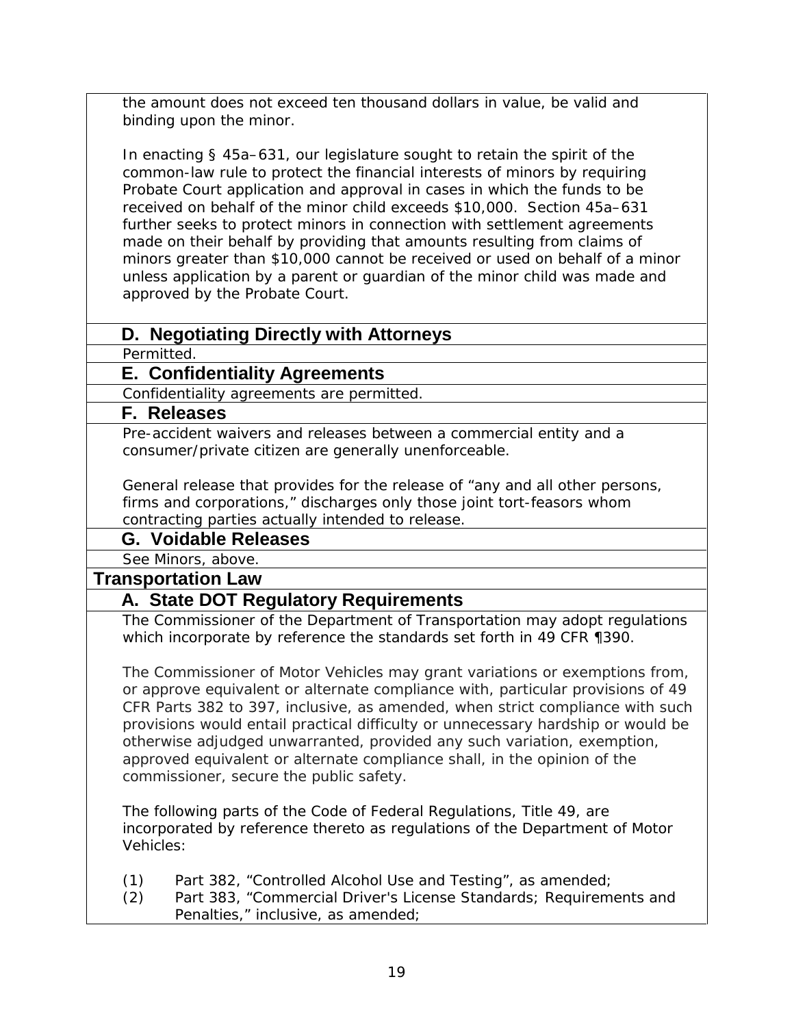the amount does not exceed ten thousand dollars in value, be valid and binding upon the minor.

In enacting § 45a–631, our legislature sought to retain the spirit of the common-law rule to protect the financial interests of minors by requiring Probate Court application and approval in cases in which the funds to be received on behalf of the minor child exceeds $10,000. Section 45a–631 further seeks to protect minors in connection with settlement agreements made on their behalf by providing that amounts resulting from claims of minors greater than $10,000 cannot be received or used on behalf of a minor unless application by a parent or guardian of the minor child was made and approved by the Probate Court.

### D. Negotiating Directly with Attorneys

Permitted.

### E. Confidentiality Agreements

Confidentiality agreements are permitted.

### F. Releases

Pre-accident waivers and releases between a commercial entity and a consumer/private citizen are generally unenforceable.

General release that provides for the release of “any and all other persons, firms and corporations,” discharges only those joint tort-feasors whom contracting parties actually intended to release.

### G. Voidable Releases

See Minors, above.

## Transportation Law

### A. State DOT Regulatory Requirements

The Commissioner of the Department of Transportation may adopt regulations which incorporate by reference the standards set forth in 49 CFR ¶390.

The Commissioner of Motor Vehicles may grant variations or exemptions from, or approve equivalent or alternate compliance with, particular provisions of 49 CFR Parts 382 to 397, inclusive, as amended, when strict compliance with such provisions would entail practical difficulty or unnecessary hardship or would be otherwise adjudged unwarranted, provided any such variation, exemption, approved equivalent or alternate compliance shall, in the opinion of the commissioner, secure the public safety.

The following parts of the Code of Federal Regulations, Title 49, are incorporated by reference thereto as regulations of the Department of Motor Vehicles:

(1) Part 382, “Controlled Alcohol Use and Testing”, as amended;
(2) Part 383, “Commercial Driver's License Standards; Requirements and Penalties,” inclusive, as amended;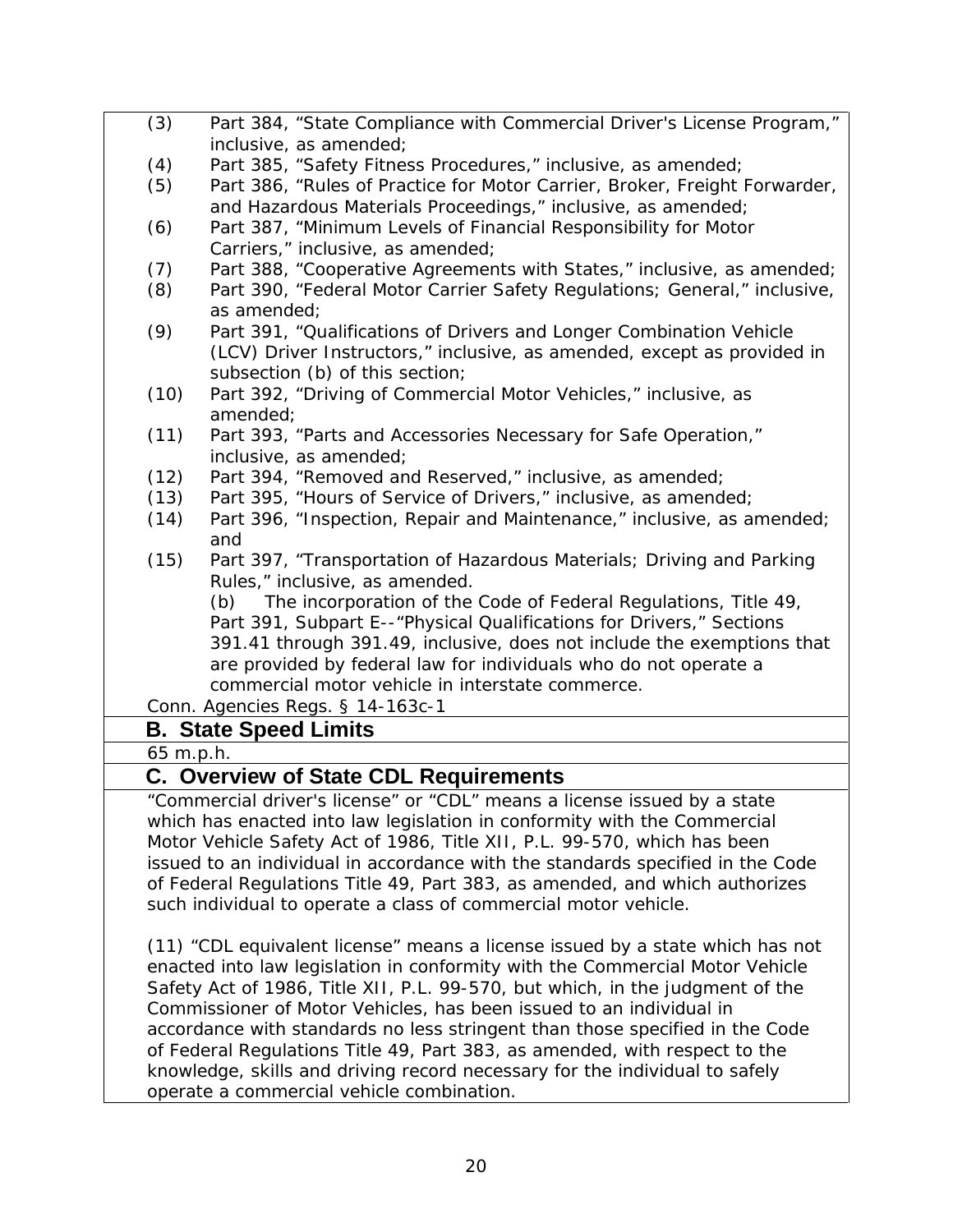(3) Part 384, "State Compliance with Commercial Driver's License Program," inclusive, as amended;

(4) Part 385, "Safety Fitness Procedures," inclusive, as amended;

(5) Part 386, "Rules of Practice for Motor Carrier, Broker, Freight Forwarder, and Hazardous Materials Proceedings," inclusive, as amended;

(6) Part 387, "Minimum Levels of Financial Responsibility for Motor Carriers," inclusive, as amended;

(7) Part 388, "Cooperative Agreements with States," inclusive, as amended;

(8) Part 390, "Federal Motor Carrier Safety Regulations; General," inclusive, as amended;

(9) Part 391, "Qualifications of Drivers and Longer Combination Vehicle (LCV) Driver Instructors," inclusive, as amended, except as provided in subsection (b) of this section;

(10) Part 392, "Driving of Commercial Motor Vehicles," inclusive, as amended;

(11) Part 393, "Parts and Accessories Necessary for Safe Operation," inclusive, as amended;

(12) Part 394, "Removed and Reserved," inclusive, as amended;

(13) Part 395, "Hours of Service of Drivers," inclusive, as amended;

(14) Part 396, "Inspection, Repair and Maintenance," inclusive, as amended; and

(15) Part 397, "Transportation of Hazardous Materials; Driving and Parking Rules," inclusive, as amended.

(b) The incorporation of the Code of Federal Regulations, Title 49, Part 391, Subpart E--"Physical Qualifications for Drivers," Sections 391.41 through 391.49, inclusive, does not include the exemptions that are provided by federal law for individuals who do not operate a commercial motor vehicle in interstate commerce.

Conn. Agencies Regs. § 14-163c-1

## B. State Speed Limits

65 m.p.h.

## C. Overview of State CDL Requirements

"Commercial driver's license" or "CDL" means a license issued by a state which has enacted into law legislation in conformity with the Commercial Motor Vehicle Safety Act of 1986, Title XII, P.L. 99-570, which has been issued to an individual in accordance with the standards specified in the Code of Federal Regulations Title 49, Part 383, as amended, and which authorizes such individual to operate a class of commercial motor vehicle.

(11) "CDL equivalent license" means a license issued by a state which has not enacted into law legislation in conformity with the Commercial Motor Vehicle Safety Act of 1986, Title XII, P.L. 99-570, but which, in the judgment of the Commissioner of Motor Vehicles, has been issued to an individual in accordance with standards no less stringent than those specified in the Code of Federal Regulations Title 49, Part 383, as amended, with respect to the knowledge, skills and driving record necessary for the individual to safely operate a commercial vehicle combination.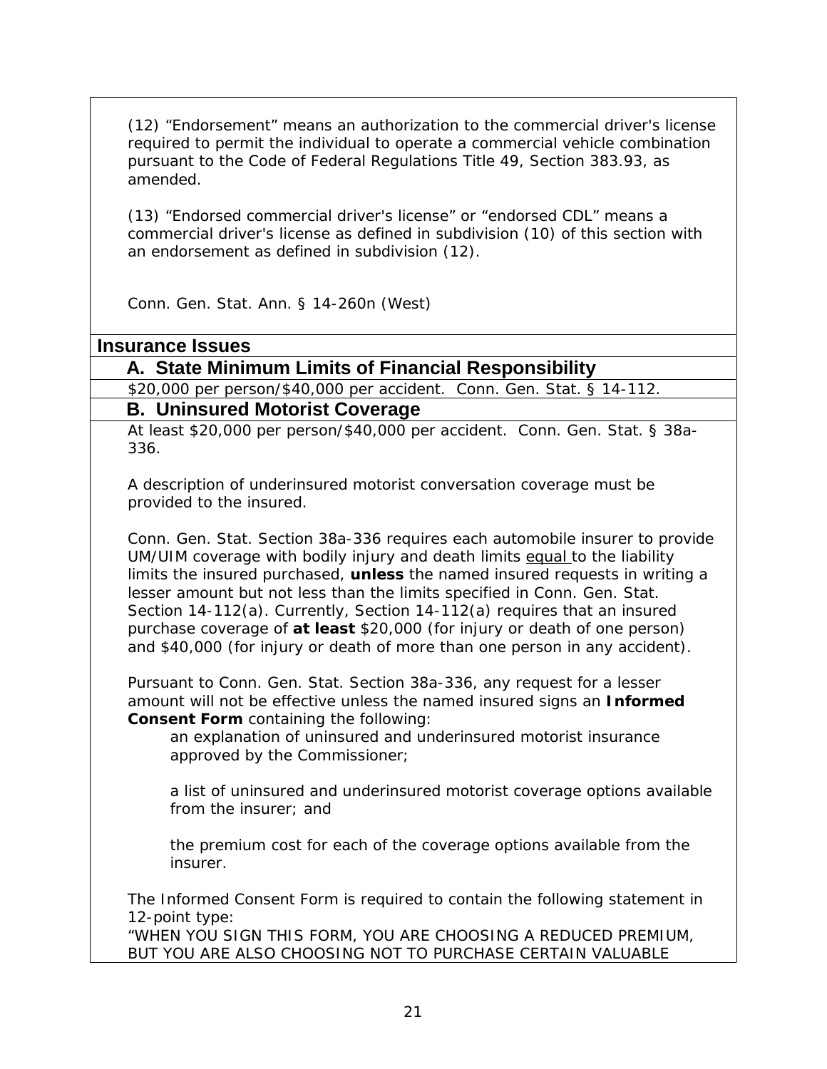(12) "Endorsement" means an authorization to the commercial driver's license required to permit the individual to operate a commercial vehicle combination pursuant to the Code of Federal Regulations Title 49, Section 383.93, as amended.

(13) "Endorsed commercial driver's license" or "endorsed CDL" means a commercial driver's license as defined in subdivision (10) of this section with an endorsement as defined in subdivision (12).

Conn. Gen. Stat. Ann. § 14-260n (West)

## Insurance Issues

### A. State Minimum Limits of Financial Responsibility

$20,000 per person/$40,000 per accident. Conn. Gen. Stat. § 14-112.

### B. Uninsured Motorist Coverage

At least $20,000 per person/$40,000 per accident. Conn. Gen. Stat. § 38a-336.

A description of underinsured motorist conversation coverage must be provided to the insured.

Conn. Gen. Stat. Section 38a-336 requires each automobile insurer to provide UM/UIM coverage with bodily injury and death limits <u>equal</u> to the liability limits the insured purchased, **unless** the named insured requests in writing a lesser amount but not less than the limits specified in Conn. Gen. Stat. Section 14-112(a). Currently, Section 14-112(a) requires that an insured purchase coverage of **at least** $20,000 (for injury or death of one person) and $40,000 (for injury or death of more than one person in any accident).

Pursuant to Conn. Gen. Stat. Section 38a-336, any request for a lesser amount will not be effective unless the named insured signs an **Informed Consent Form** containing the following:

> an explanation of uninsured and underinsured motorist insurance approved by the Commissioner;
>
> a list of uninsured and underinsured motorist coverage options available from the insurer; and
>
> the premium cost for each of the coverage options available from the insurer.

The Informed Consent Form is required to contain the following statement in 12-point type:
"WHEN YOU SIGN THIS FORM, YOU ARE CHOOSING A REDUCED PREMIUM, BUT YOU ARE ALSO CHOOSING NOT TO PURCHASE CERTAIN VALUABLE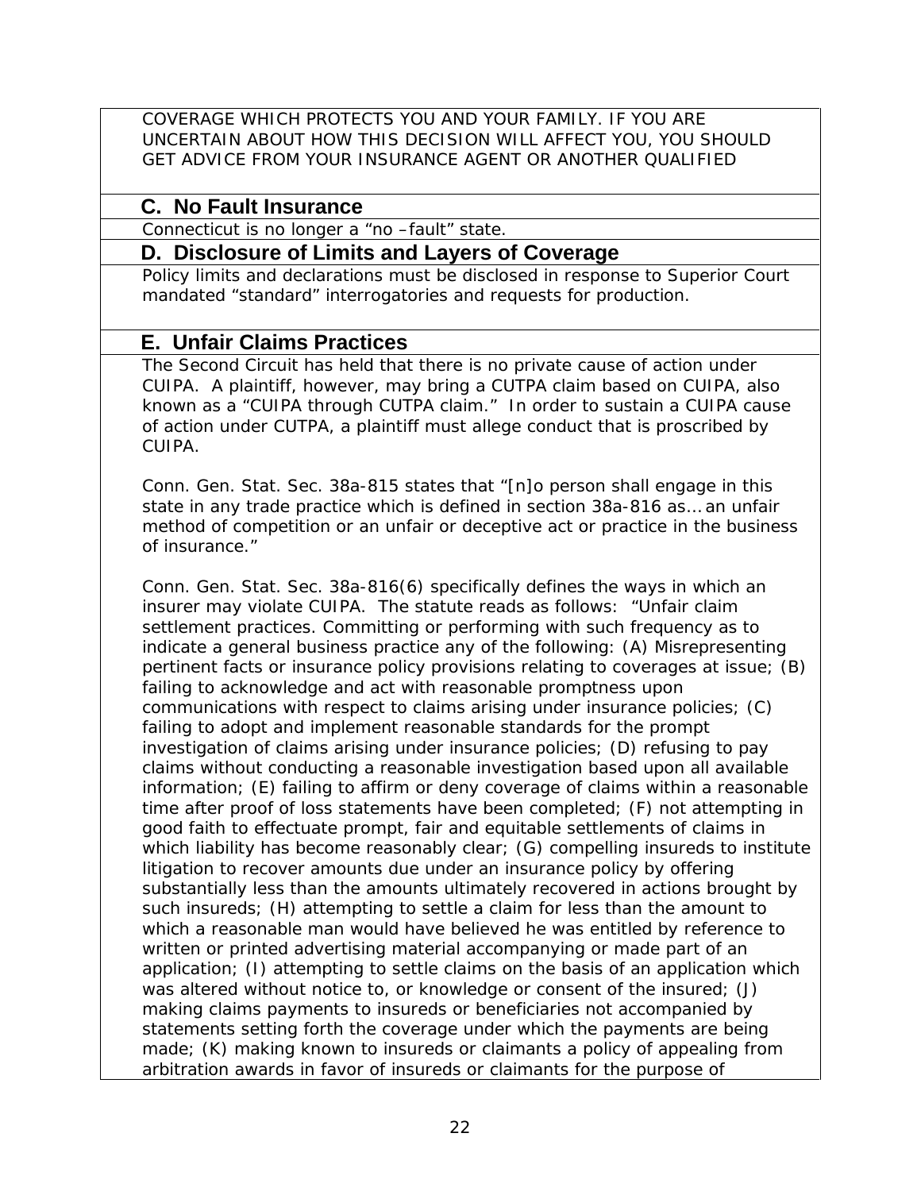COVERAGE WHICH PROTECTS YOU AND YOUR FAMILY. IF YOU ARE UNCERTAIN ABOUT HOW THIS DECISION WILL AFFECT YOU, YOU SHOULD GET ADVICE FROM YOUR INSURANCE AGENT OR ANOTHER QUALIFIED

### C. No Fault Insurance

Connecticut is no longer a "no –fault" state.

### D. Disclosure of Limits and Layers of Coverage

Policy limits and declarations must be disclosed in response to Superior Court mandated "standard" interrogatories and requests for production.

### E. Unfair Claims Practices

The Second Circuit has held that there is no private cause of action under CUIPA. A plaintiff, however, may bring a CUTPA claim based on CUIPA, also known as a "CUIPA through CUTPA claim." In order to sustain a CUIPA cause of action under CUTPA, a plaintiff must allege conduct that is proscribed by CUIPA.

Conn. Gen. Stat. Sec. 38a-815 states that "[n]o person shall engage in this state in any trade practice which is defined in section 38a-816 as… an unfair method of competition or an unfair or deceptive act or practice in the business of insurance."

Conn. Gen. Stat. Sec. 38a-816(6) specifically defines the ways in which an insurer may violate CUIPA. The statute reads as follows: "Unfair claim settlement practices. Committing or performing with such frequency as to indicate a general business practice any of the following: (A) Misrepresenting pertinent facts or insurance policy provisions relating to coverages at issue; (B) failing to acknowledge and act with reasonable promptness upon communications with respect to claims arising under insurance policies; (C) failing to adopt and implement reasonable standards for the prompt investigation of claims arising under insurance policies; (D) refusing to pay claims without conducting a reasonable investigation based upon all available information; (E) failing to affirm or deny coverage of claims within a reasonable time after proof of loss statements have been completed; (F) not attempting in good faith to effectuate prompt, fair and equitable settlements of claims in which liability has become reasonably clear; (G) compelling insureds to institute litigation to recover amounts due under an insurance policy by offering substantially less than the amounts ultimately recovered in actions brought by such insureds; (H) attempting to settle a claim for less than the amount to which a reasonable man would have believed he was entitled by reference to written or printed advertising material accompanying or made part of an application; (I) attempting to settle claims on the basis of an application which was altered without notice to, or knowledge or consent of the insured; (J) making claims payments to insureds or beneficiaries not accompanied by statements setting forth the coverage under which the payments are being made; (K) making known to insureds or claimants a policy of appealing from arbitration awards in favor of insureds or claimants for the purpose of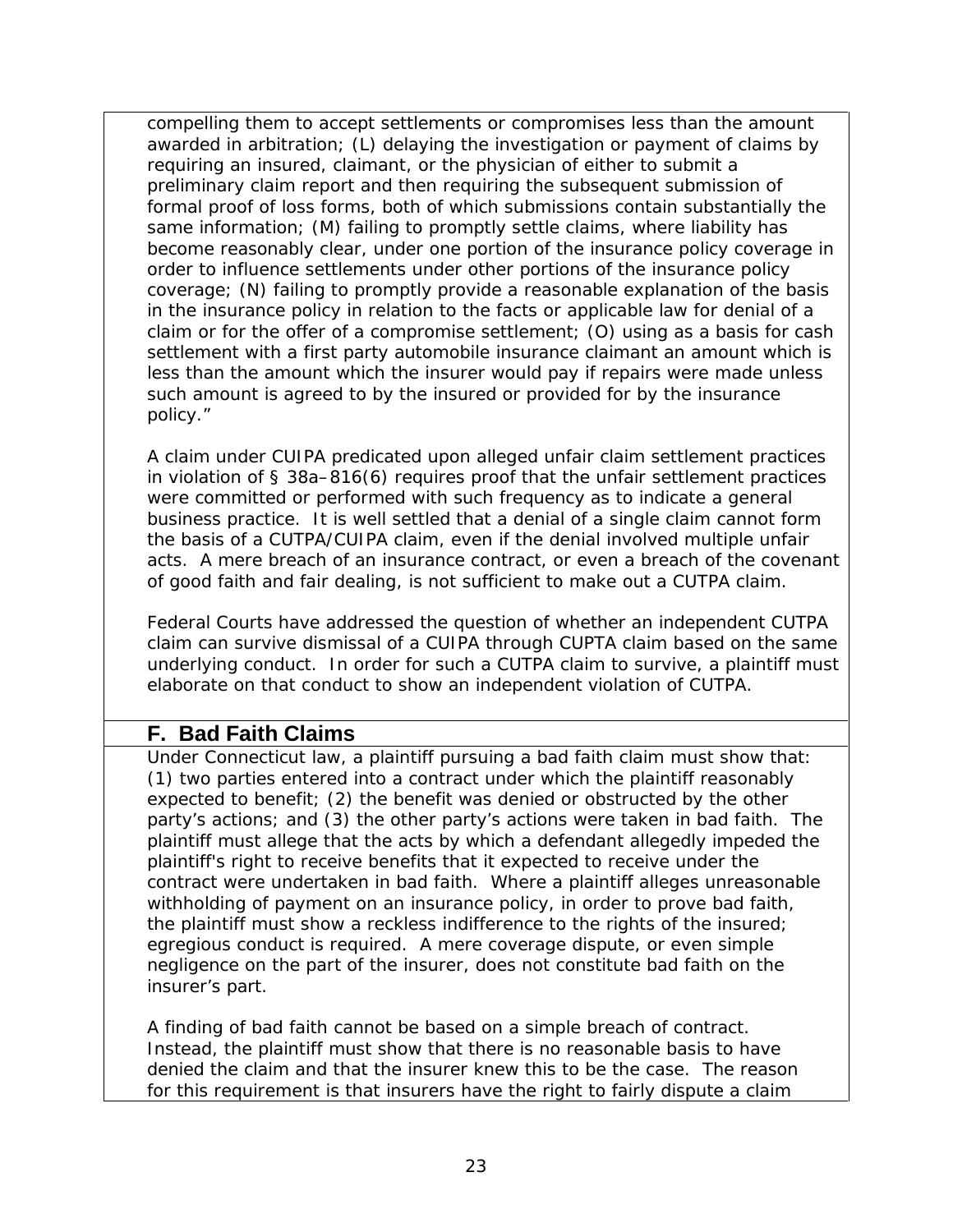compelling them to accept settlements or compromises less than the amount awarded in arbitration; (L) delaying the investigation or payment of claims by requiring an insured, claimant, or the physician of either to submit a preliminary claim report and then requiring the subsequent submission of formal proof of loss forms, both of which submissions contain substantially the same information; (M) failing to promptly settle claims, where liability has become reasonably clear, under one portion of the insurance policy coverage in order to influence settlements under other portions of the insurance policy coverage; (N) failing to promptly provide a reasonable explanation of the basis in the insurance policy in relation to the facts or applicable law for denial of a claim or for the offer of a compromise settlement; (O) using as a basis for cash settlement with a first party automobile insurance claimant an amount which is less than the amount which the insurer would pay if repairs were made unless such amount is agreed to by the insured or provided for by the insurance policy."

A claim under CUIPA predicated upon alleged unfair claim settlement practices in violation of § 38a–816(6) requires proof that the unfair settlement practices were committed or performed with such frequency as to indicate a general business practice. It is well settled that a denial of a single claim cannot form the basis of a CUTPA/CUIPA claim, even if the denial involved multiple unfair acts. A mere breach of an insurance contract, or even a breach of the covenant of good faith and fair dealing, is not sufficient to make out a CUTPA claim.

Federal Courts have addressed the question of whether an independent CUTPA claim can survive dismissal of a CUIPA through CUPTA claim based on the same underlying conduct. In order for such a CUTPA claim to survive, a plaintiff must elaborate on that conduct to show an independent violation of CUTPA.

## F. Bad Faith Claims

Under Connecticut law, a plaintiff pursuing a bad faith claim must show that: (1) two parties entered into a contract under which the plaintiff reasonably expected to benefit; (2) the benefit was denied or obstructed by the other party's actions; and (3) the other party's actions were taken in bad faith. The plaintiff must allege that the acts by which a defendant allegedly impeded the plaintiff's right to receive benefits that it expected to receive under the contract were undertaken in bad faith. Where a plaintiff alleges unreasonable withholding of payment on an insurance policy, in order to prove bad faith, the plaintiff must show a reckless indifference to the rights of the insured; egregious conduct is required. A mere coverage dispute, or even simple negligence on the part of the insurer, does not constitute bad faith on the insurer's part.

A finding of bad faith cannot be based on a simple breach of contract. Instead, the plaintiff must show that there is no reasonable basis to have denied the claim and that the insurer knew this to be the case. The reason for this requirement is that insurers have the right to fairly dispute a claim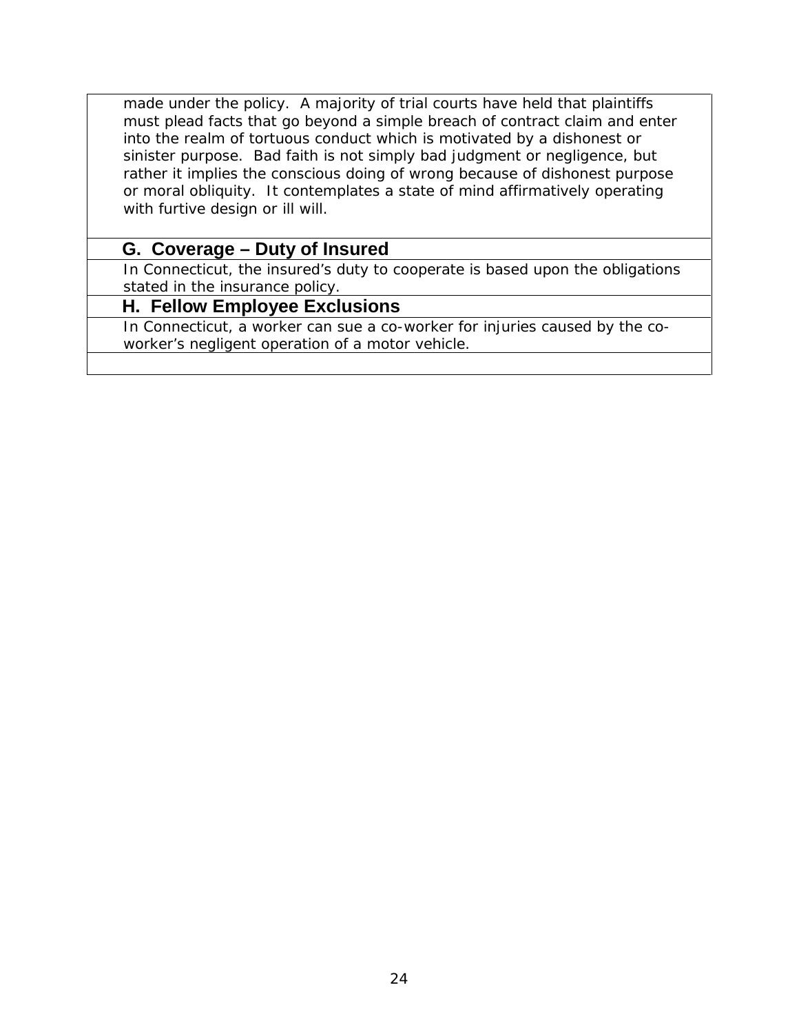made under the policy. A majority of trial courts have held that plaintiffs must plead facts that go beyond a simple breach of contract claim and enter into the realm of tortuous conduct which is motivated by a dishonest or sinister purpose. Bad faith is not simply bad judgment or negligence, but rather it implies the conscious doing of wrong because of dishonest purpose or moral obliquity. It contemplates a state of mind affirmatively operating with furtive design or ill will.

## G. Coverage – Duty of Insured

In Connecticut, the insured's duty to cooperate is based upon the obligations stated in the insurance policy.

## H. Fellow Employee Exclusions

In Connecticut, a worker can sue a co-worker for injuries caused by the co-worker's negligent operation of a motor vehicle.